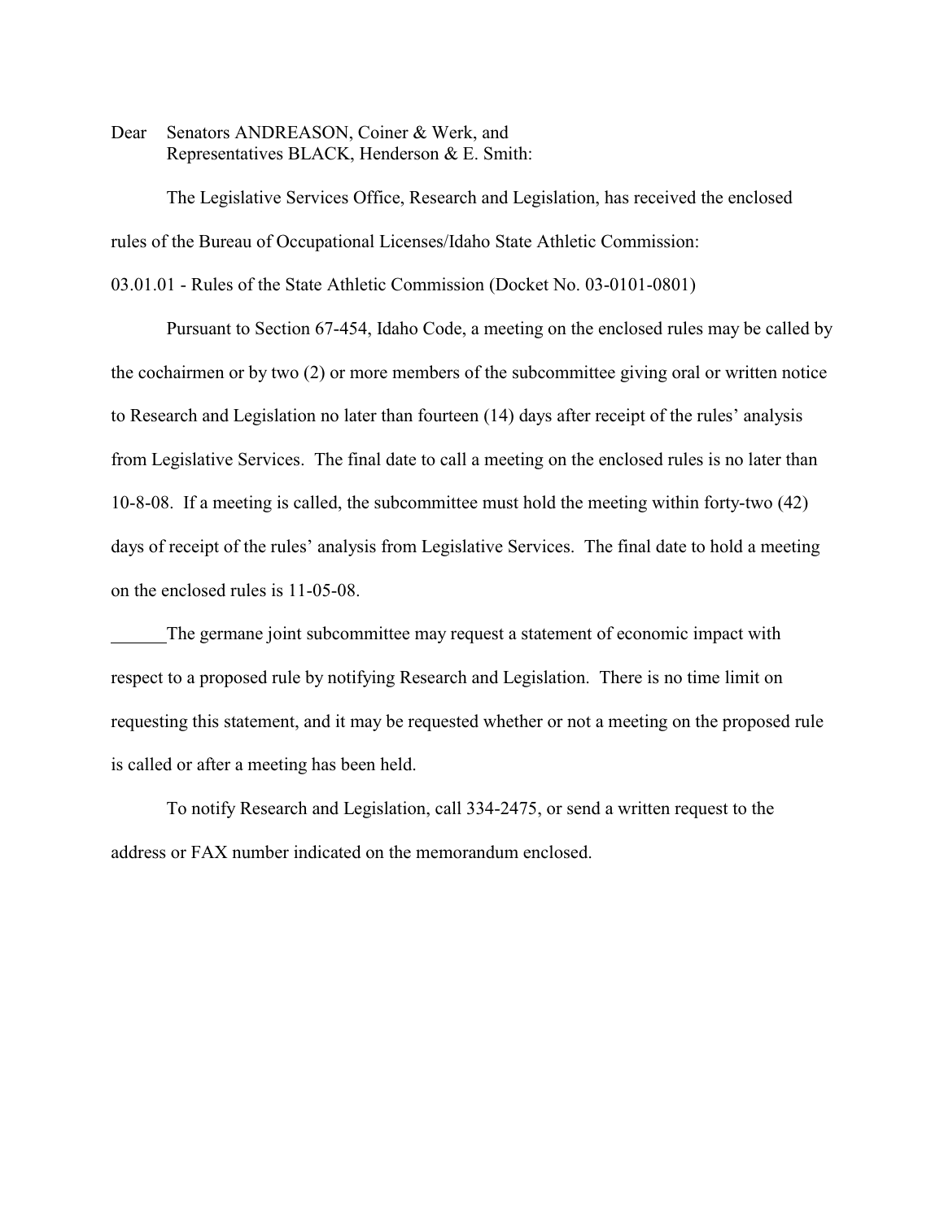Dear Senators ANDREASON, Coiner & Werk, and
Representatives BLACK, Henderson & E. Smith:

The Legislative Services Office, Research and Legislation, has received the enclosed rules of the Bureau of Occupational Licenses/Idaho State Athletic Commission:

03.01.01 - Rules of the State Athletic Commission (Docket No. 03-0101-0801)

Pursuant to Section 67-454, Idaho Code, a meeting on the enclosed rules may be called by the cochairmen or by two (2) or more members of the subcommittee giving oral or written notice to Research and Legislation no later than fourteen (14) days after receipt of the rules' analysis from Legislative Services. The final date to call a meeting on the enclosed rules is no later than 10-8-08. If a meeting is called, the subcommittee must hold the meeting within forty-two (42) days of receipt of the rules' analysis from Legislative Services. The final date to hold a meeting on the enclosed rules is 11-05-08.

______The germane joint subcommittee may request a statement of economic impact with respect to a proposed rule by notifying Research and Legislation. There is no time limit on requesting this statement, and it may be requested whether or not a meeting on the proposed rule is called or after a meeting has been held.

To notify Research and Legislation, call 334-2475, or send a written request to the address or FAX number indicated on the memorandum enclosed.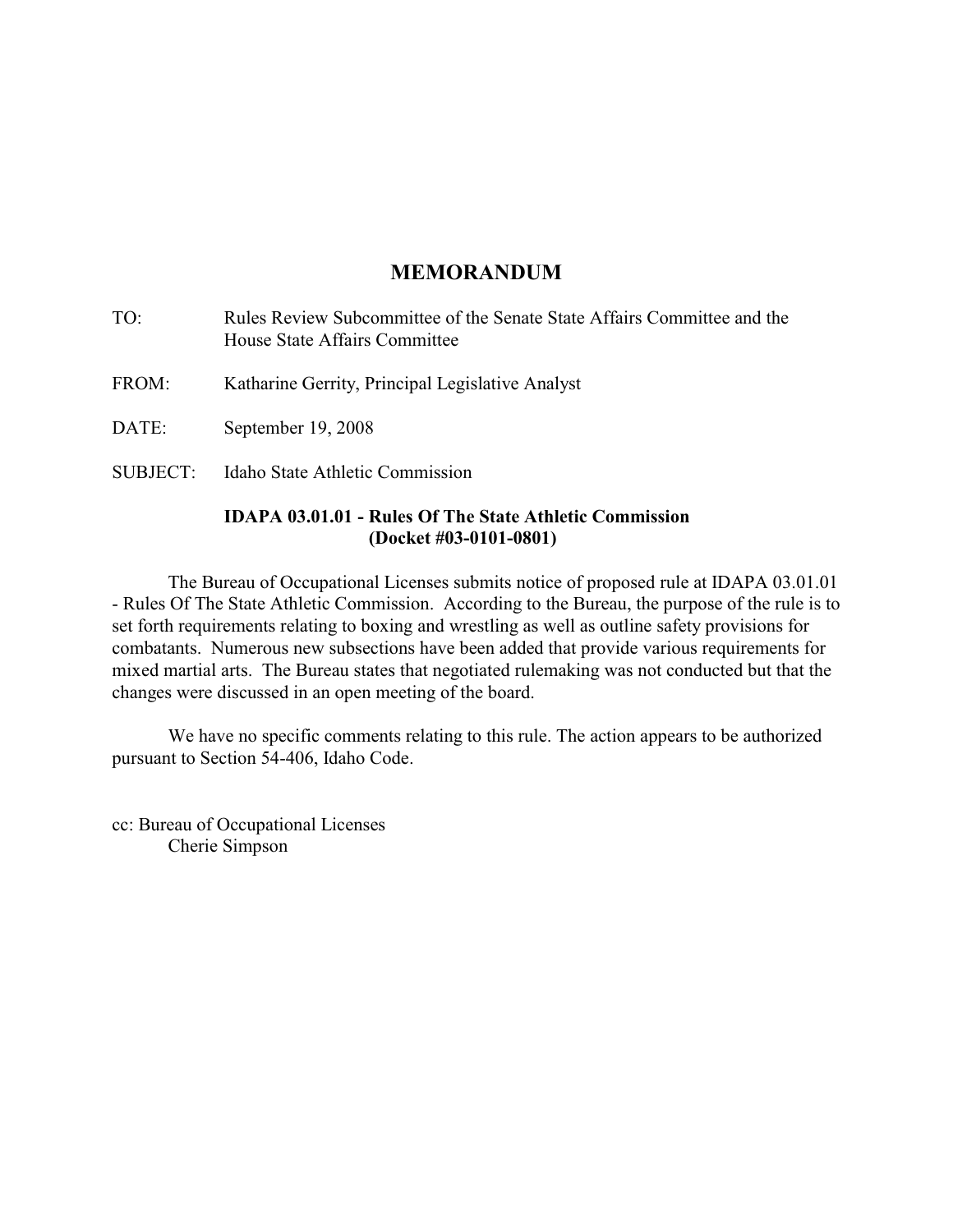# MEMORANDUM

TO: Rules Review Subcommittee of the Senate State Affairs Committee and the House State Affairs Committee

FROM: Katharine Gerrity, Principal Legislative Analyst

DATE: September 19, 2008

SUBJECT: Idaho State Athletic Commission

**IDAPA 03.01.01 - Rules Of The State Athletic Commission (Docket #03-0101-0801)**

The Bureau of Occupational Licenses submits notice of proposed rule at IDAPA 03.01.01 - Rules Of The State Athletic Commission. According to the Bureau, the purpose of the rule is to set forth requirements relating to boxing and wrestling as well as outline safety provisions for combatants. Numerous new subsections have been added that provide various requirements for mixed martial arts. The Bureau states that negotiated rulemaking was not conducted but that the changes were discussed in an open meeting of the board.

We have no specific comments relating to this rule. The action appears to be authorized pursuant to Section 54-406, Idaho Code.

cc: Bureau of Occupational Licenses
Cherie Simpson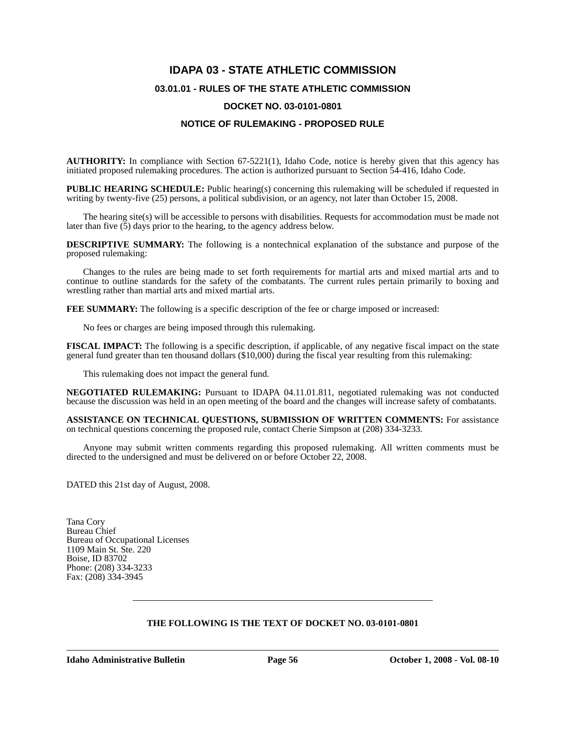# IDAPA 03 - STATE ATHLETIC COMMISSION

## 03.01.01 - RULES OF THE STATE ATHLETIC COMMISSION

## DOCKET NO. 03-0101-0801

## NOTICE OF RULEMAKING - PROPOSED RULE

**AUTHORITY:** In compliance with Section 67-5221(1), Idaho Code, notice is hereby given that this agency has initiated proposed rulemaking procedures. The action is authorized pursuant to Section 54-416, Idaho Code.

**PUBLIC HEARING SCHEDULE:** Public hearing(s) concerning this rulemaking will be scheduled if requested in writing by twenty-five (25) persons, a political subdivision, or an agency, not later than October 15, 2008.

The hearing site(s) will be accessible to persons with disabilities. Requests for accommodation must be made not later than five (5) days prior to the hearing, to the agency address below.

**DESCRIPTIVE SUMMARY:** The following is a nontechnical explanation of the substance and purpose of the proposed rulemaking:

Changes to the rules are being made to set forth requirements for martial arts and mixed martial arts and to continue to outline standards for the safety of the combatants. The current rules pertain primarily to boxing and wrestling rather than martial arts and mixed martial arts.

**FEE SUMMARY:** The following is a specific description of the fee or charge imposed or increased:

No fees or charges are being imposed through this rulemaking.

**FISCAL IMPACT:** The following is a specific description, if applicable, of any negative fiscal impact on the state general fund greater than ten thousand dollars ($10,000) during the fiscal year resulting from this rulemaking:

This rulemaking does not impact the general fund.

**NEGOTIATED RULEMAKING:** Pursuant to IDAPA 04.11.01.811, negotiated rulemaking was not conducted because the discussion was held in an open meeting of the board and the changes will increase safety of combatants.

**ASSISTANCE ON TECHNICAL QUESTIONS, SUBMISSION OF WRITTEN COMMENTS:** For assistance on technical questions concerning the proposed rule, contact Cherie Simpson at (208) 334-3233.

Anyone may submit written comments regarding this proposed rulemaking. All written comments must be directed to the undersigned and must be delivered on or before October 22, 2008.

DATED this 21st day of August, 2008.

Tana Cory
Bureau Chief
Bureau of Occupational Licenses
1109 Main St. Ste. 220
Boise, ID 83702
Phone: (208) 334-3233
Fax: (208) 334-3945

---

**THE FOLLOWING IS THE TEXT OF DOCKET NO. 03-0101-0801**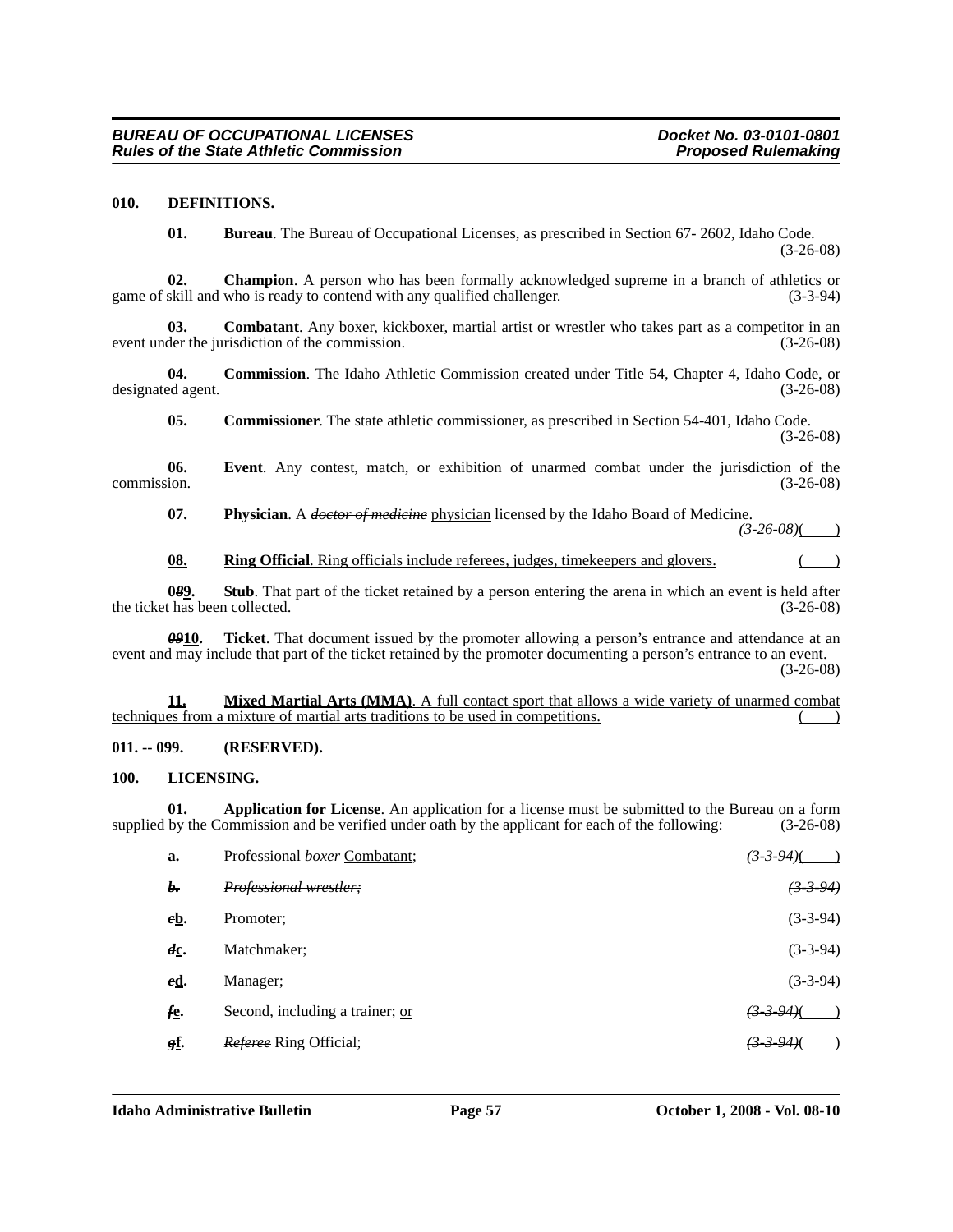**010. DEFINITIONS.**

**01. Bureau**. The Bureau of Occupational Licenses, as prescribed in Section 67- 2602, Idaho Code. (3-26-08)

**02. Champion**. A person who has been formally acknowledged supreme in a branch of athletics or game of skill and who is ready to contend with any qualified challenger. (3-3-94)

**03. Combatant**. Any boxer, kickboxer, martial artist or wrestler who takes part as a competitor in an event under the jurisdiction of the commission. (3-26-08)

**04. Commission**. The Idaho Athletic Commission created under Title 54, Chapter 4, Idaho Code, or designated agent. (3-26-08)

**05. Commissioner**. The state athletic commissioner, as prescribed in Section 54-401, Idaho Code. (3-26-08)

**06. Event**. Any contest, match, or exhibition of unarmed combat under the jurisdiction of the commission. (3-26-08)

**07. Physician**. A ~~*doctor of medicine*~~ <u>physician</u> licensed by the Idaho Board of Medicine. ~~*(3-26-08)*~~(      )

**<u>08.</u>** **<u>Ring Official</u>**<u>. Ring officials include referees, judges, timekeepers and glovers.</u> (      )

**0~~*8*~~<u>9</u>.** **Stub**. That part of the ticket retained by a person entering the arena in which an event is held after the ticket has been collected. (3-26-08)

**~~*09*~~<u>10</u>.** **Ticket**. That document issued by the promoter allowing a person's entrance and attendance at an event and may include that part of the ticket retained by the promoter documenting a person's entrance to an event. (3-26-08)

**<u>11.</u>** **<u>Mixed Martial Arts (MMA)</u>**<u>. A full contact sport that allows a wide variety of unarmed combat techniques from a mixture of martial arts traditions to be used in competitions.</u> (      )

**011. -- 099. (RESERVED).**

**100. LICENSING.**

**01. Application for License**. An application for a license must be submitted to the Bureau on a form supplied by the Commission and be verified under oath by the applicant for each of the following: (3-26-08)

**a.** Professional ~~*boxer*~~ <u>Combatant</u>; ~~*(3-3-94)*~~(      )

~~***b.***~~ ~~*Professional wrestler;*~~ ~~*(3-3-94)*~~

**~~*c*~~<u>b</u>.** Promoter; (3-3-94)

**~~*d*~~<u>c</u>.** Matchmaker; (3-3-94)

**~~*e*~~<u>d</u>.** Manager; (3-3-94)

**~~*f*~~<u>e</u>.** Second, including a trainer; <u>or</u> ~~*(3-3-94)*~~(      )

**~~*g*~~<u>f</u>.** ~~*Referee*~~ <u>Ring Official</u>; ~~*(3-3-94)*~~(      )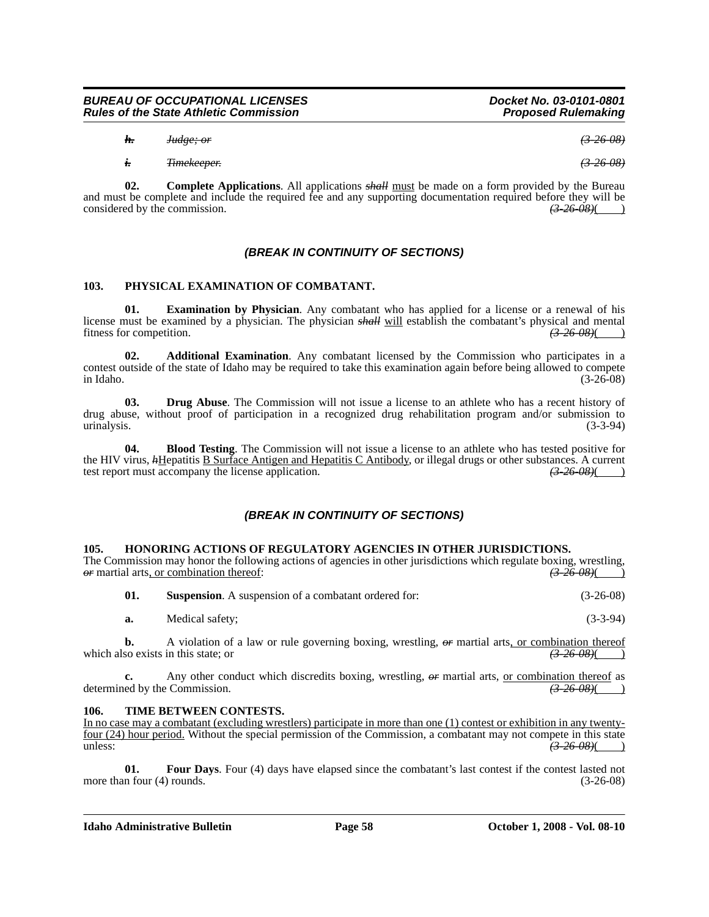~~***h.*** *Judge; or*~~ ~~*(3-26-08)*~~

~~***i.*** *Timekeeper.*~~ ~~*(3-26-08)*~~

**02. Complete Applications**. All applications ~~***shall***~~ must be made on a form provided by the Bureau and must be complete and include the required fee and any supporting documentation required before they will be considered by the commission. ~~*(3-26-08)*~~(____)

### *(BREAK IN CONTINUITY OF SECTIONS)*

### 103. PHYSICAL EXAMINATION OF COMBATANT.

**01. Examination by Physician**. Any combatant who has applied for a license or a renewal of his license must be examined by a physician. The physician ~~***shall***~~ will establish the combatant's physical and mental fitness for competition. ~~*(3-26-08)*~~(____)

**02. Additional Examination**. Any combatant licensed by the Commission who participates in a contest outside of the state of Idaho may be required to take this examination again before being allowed to compete in Idaho. (3-26-08)

**03. Drug Abuse**. The Commission will not issue a license to an athlete who has a recent history of drug abuse, without proof of participation in a recognized drug rehabilitation program and/or submission to urinalysis. (3-3-94)

**04. Blood Testing**. The Commission will not issue a license to an athlete who has tested positive for the HIV virus, ~~*h*~~Hepatitis B Surface Antigen and Hepatitis C Antibody, or illegal drugs or other substances. A current test report must accompany the license application. ~~*(3-26-08)*~~(____)

### *(BREAK IN CONTINUITY OF SECTIONS)*

### 105. HONORING ACTIONS OF REGULATORY AGENCIES IN OTHER JURISDICTIONS.

The Commission may honor the following actions of agencies in other jurisdictions which regulate boxing, wrestling, ~~*or*~~ martial arts, or combination thereof: ~~*(3-26-08)*~~(____)

**01. Suspension**. A suspension of a combatant ordered for: (3-26-08)

**a.** Medical safety; (3-3-94)

**b.** A violation of a law or rule governing boxing, wrestling, ~~*or*~~ martial arts, or combination thereof which also exists in this state; or ~~*(3-26-08)*~~(____)

**c.** Any other conduct which discredits boxing, wrestling, ~~*or*~~ martial arts, or combination thereof as determined by the Commission. ~~*(3-26-08)*~~(____)

### 106. TIME BETWEEN CONTESTS.

In no case may a combatant (excluding wrestlers) participate in more than one (1) contest or exhibition in any twenty-four (24) hour period. Without the special permission of the Commission, a combatant may not compete in this state unless: ~~*(3-26-08)*~~(____)

**01. Four Days**. Four (4) days have elapsed since the combatant's last contest if the contest lasted not more than four (4) rounds. (3-26-08)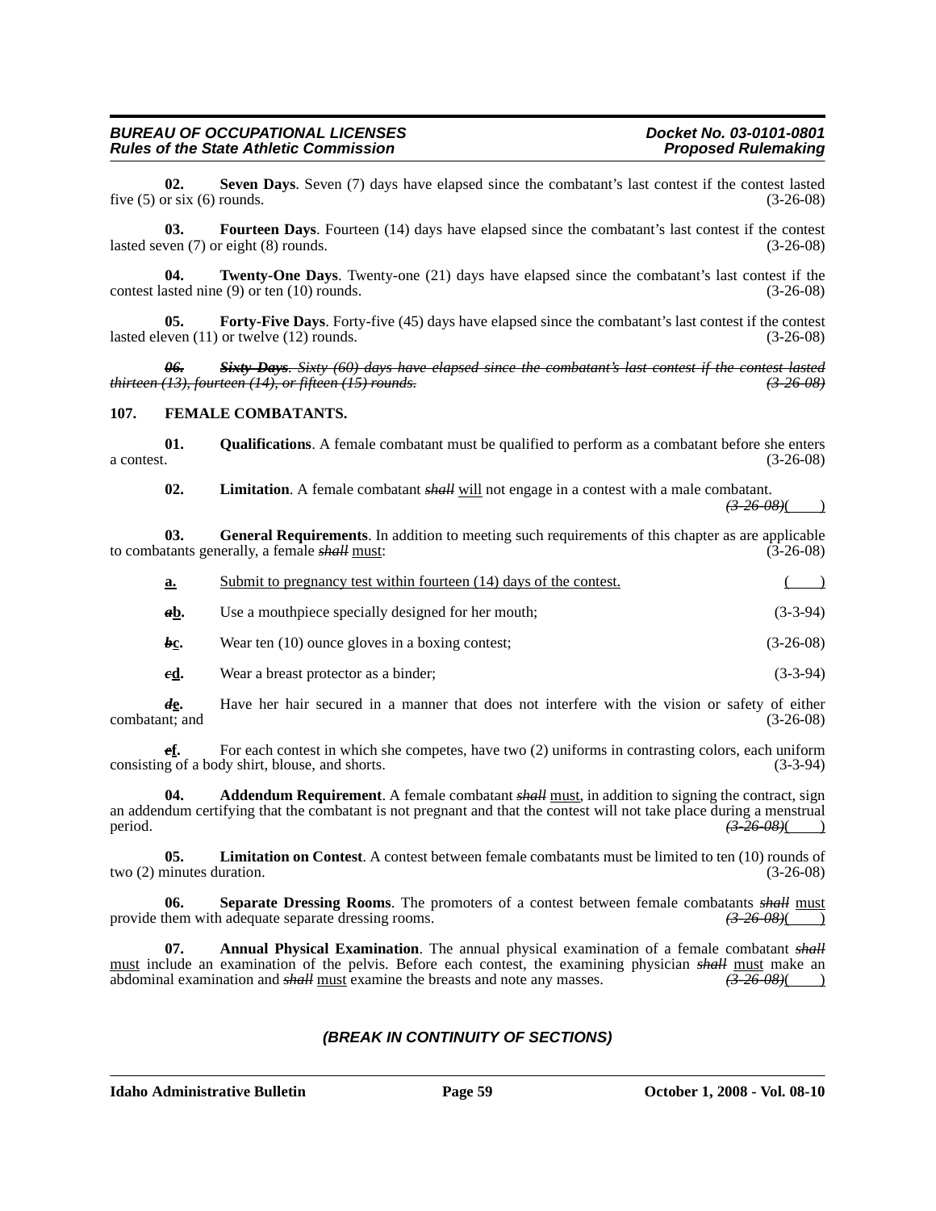**02. Seven Days**. Seven (7) days have elapsed since the combatant's last contest if the contest lasted five (5) or six (6) rounds. (3-26-08)

**03. Fourteen Days**. Fourteen (14) days have elapsed since the combatant's last contest if the contest lasted seven (7) or eight (8) rounds. (3-26-08)

**04. Twenty-One Days**. Twenty-one (21) days have elapsed since the combatant's last contest if the contest lasted nine (9) or ten (10) rounds. (3-26-08)

**05. Forty-Five Days**. Forty-five (45) days have elapsed since the combatant's last contest if the contest lasted eleven (11) or twelve (12) rounds. (3-26-08)

~~***06. Sixty Days****. Sixty (60) days have elapsed since the combatant's last contest if the contest lasted thirteen (13), fourteen (14), or fifteen (15) rounds.* *(3-26-08)*~~

## 107. FEMALE COMBATANTS.

**01. Qualifications**. A female combatant must be qualified to perform as a combatant before she enters a contest. (3-26-08)

**02. Limitation**. A female combatant ~~*shall*~~ <u>will</u> not engage in a contest with a male combatant. ~~*(3-26-08)*~~( )

**03. General Requirements**. In addition to meeting such requirements of this chapter as are applicable to combatants generally, a female ~~*shall*~~ <u>must</u>: (3-26-08)

<u>**a.**</u> <u>Submit to pregnancy test within fourteen (14) days of the contest.</u> ( )

~~***a***~~<u>**b**</u>**.** Use a mouthpiece specially designed for her mouth; (3-3-94)

~~***b***~~<u>**c**</u>**.** Wear ten (10) ounce gloves in a boxing contest; (3-26-08)

~~***c***~~<u>**d**</u>**.** Wear a breast protector as a binder; (3-3-94)

~~***d***~~<u>**e**</u>**.** Have her hair secured in a manner that does not interfere with the vision or safety of either combatant; and (3-26-08)

~~***e***~~<u>**f**</u>**.** For each contest in which she competes, have two (2) uniforms in contrasting colors, each uniform consisting of a body shirt, blouse, and shorts. (3-3-94)

**04. Addendum Requirement**. A female combatant ~~*shall*~~ <u>must</u>, in addition to signing the contract, sign an addendum certifying that the combatant is not pregnant and that the contest will not take place during a menstrual period. ~~*(3-26-08)*~~( )

**05. Limitation on Contest**. A contest between female combatants must be limited to ten (10) rounds of two (2) minutes duration. (3-26-08)

**06. Separate Dressing Rooms**. The promoters of a contest between female combatants ~~*shall*~~ <u>must</u> provide them with adequate separate dressing rooms. ~~*(3-26-08)*~~( )

**07. Annual Physical Examination**. The annual physical examination of a female combatant ~~*shall*~~ <u>must</u> include an examination of the pelvis. Before each contest, the examining physician ~~*shall*~~ <u>must</u> make an abdominal examination and ~~*shall*~~ <u>must</u> examine the breasts and note any masses. ~~*(3-26-08)*~~( )

***(BREAK IN CONTINUITY OF SECTIONS)***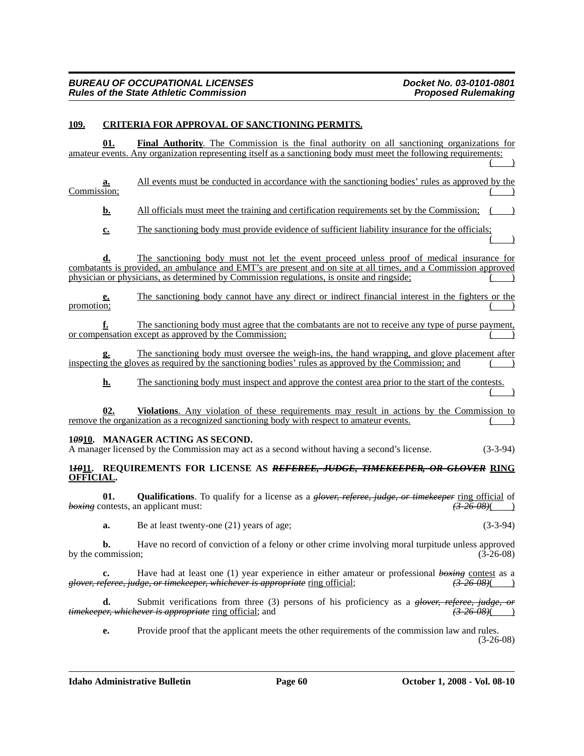**109. CRITERIA FOR APPROVAL OF SANCTIONING PERMITS.**

**01. Final Authority**. The Commission is the final authority on all sanctioning organizations for amateur events. Any organization representing itself as a sanctioning body must meet the following requirements: ( )

**a.** All events must be conducted in accordance with the sanctioning bodies' rules as approved by the Commission; ( )

**b.** All officials must meet the training and certification requirements set by the Commission; ( )

**c.** The sanctioning body must provide evidence of sufficient liability insurance for the officials; ( )

**d.** The sanctioning body must not let the event proceed unless proof of medical insurance for combatants is provided, an ambulance and EMT's are present and on site at all times, and a Commission approved physician or physicians, as determined by Commission regulations, is onsite and ringside; ( )

**e.** The sanctioning body cannot have any direct or indirect financial interest in the fighters or the promotion; ( )

**f.** The sanctioning body must agree that the combatants are not to receive any type of purse payment, or compensation except as approved by the Commission; ( )

**g.** The sanctioning body must oversee the weigh-ins, the hand wrapping, and glove placement after inspecting the gloves as required by the sanctioning bodies' rules as approved by the Commission; and ( )

**h.** The sanctioning body must inspect and approve the contest area prior to the start of the contests. ( )

**02. Violations**. Any violation of these requirements may result in actions by the Commission to remove the organization as a recognized sanctioning body with respect to amateur events. ( )

**1~~09~~10. MANAGER ACTING AS SECOND.**

A manager licensed by the Commission may act as a second without having a second's license. (3-3-94)

**1~~10~~11. REQUIREMENTS FOR LICENSE AS ~~REFEREE, JUDGE, TIMEKEEPER, OR GLOVER~~ RING OFFICIAL.**

**01. Qualifications**. To qualify for a license as a ~~*glover, referee, judge, or timekeeper*~~ ring official of ~~*boxing*~~ contests, an applicant must: ~~*(3-26-08)*~~( )

**a.** Be at least twenty-one (21) years of age; (3-3-94)

**b.** Have no record of conviction of a felony or other crime involving moral turpitude unless approved by the commission; (3-26-08)

**c.** Have had at least one (1) year experience in either amateur or professional ~~*boxing*~~ contest as a ~~*glover, referee, judge, or timekeeper, whichever is appropriate*~~ ring official; ~~*(3-26-08)*~~( )

**d.** Submit verifications from three (3) persons of his proficiency as a ~~*glover, referee, judge, or timekeeper, whichever is appropriate*~~ ring official; and ~~*(3-26-08)*~~( )

**e.** Provide proof that the applicant meets the other requirements of the commission law and rules. (3-26-08)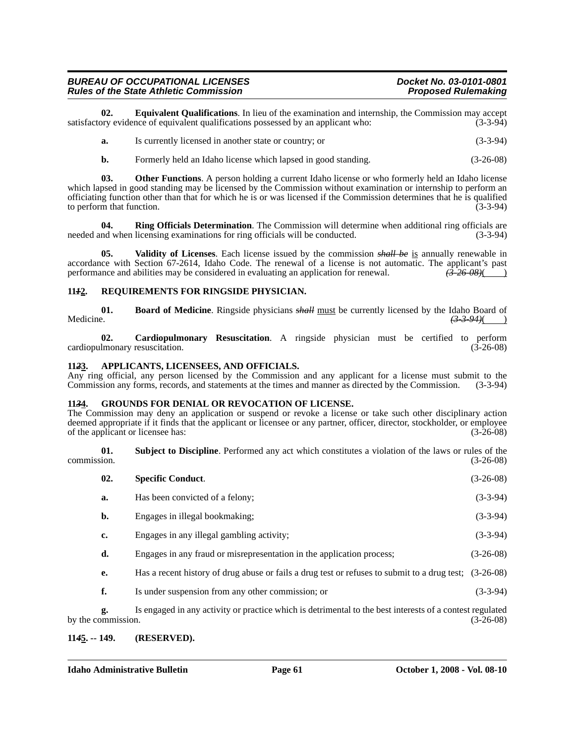**02. Equivalent Qualifications**. In lieu of the examination and internship, the Commission may accept satisfactory evidence of equivalent qualifications possessed by an applicant who: (3-3-94)

**a.** Is currently licensed in another state or country; or (3-3-94)

**b.** Formerly held an Idaho license which lapsed in good standing. (3-26-08)

**03. Other Functions**. A person holding a current Idaho license or who formerly held an Idaho license which lapsed in good standing may be licensed by the Commission without examination or internship to perform an officiating function other than that for which he is or was licensed if the Commission determines that he is qualified to perform that function. (3-3-94)

**04. Ring Officials Determination**. The Commission will determine when additional ring officials are needed and when licensing examinations for ring officials will be conducted. (3-3-94)

**05. Validity of Licenses**. Each license issued by the commission ~~*shall be*~~ is annually renewable in accordance with Section 67-2614, Idaho Code. The renewal of a license is not automatic. The applicant's past performance and abilities may be considered in evaluating an application for renewal. ~~*(3-26-08)*~~(    )

## 11~~*1*~~2. REQUIREMENTS FOR RINGSIDE PHYSICIAN.

**01. Board of Medicine**. Ringside physicians ~~*shall*~~ must be currently licensed by the Idaho Board of Medicine. ~~*(3-3-94)*~~(    )

**02. Cardiopulmonary Resuscitation**. A ringside physician must be certified to perform cardiopulmonary resuscitation. (3-26-08)

## 11~~*2*~~3. APPLICANTS, LICENSEES, AND OFFICIALS.

Any ring official, any person licensed by the Commission and any applicant for a license must submit to the Commission any forms, records, and statements at the times and manner as directed by the Commission. (3-3-94)

## 11~~*3*~~4. GROUNDS FOR DENIAL OR REVOCATION OF LICENSE.

The Commission may deny an application or suspend or revoke a license or take such other disciplinary action deemed appropriate if it finds that the applicant or licensee or any partner, officer, director, stockholder, or employee of the applicant or licensee has: (3-26-08)

**01. Subject to Discipline**. Performed any act which constitutes a violation of the laws or rules of the commission. (3-26-08)

**02. Specific Conduct**. (3-26-08)

**a.** Has been convicted of a felony; (3-3-94)

**b.** Engages in illegal bookmaking; (3-3-94)

**c.** Engages in any illegal gambling activity; (3-3-94)

**d.** Engages in any fraud or misrepresentation in the application process; (3-26-08)

**e.** Has a recent history of drug abuse or fails a drug test or refuses to submit to a drug test; (3-26-08)

**f.** Is under suspension from any other commission; or (3-3-94)

**g.** Is engaged in any activity or practice which is detrimental to the best interests of a contest regulated by the commission. (3-26-08)

## 11~~*4*~~5. -- 149. (RESERVED).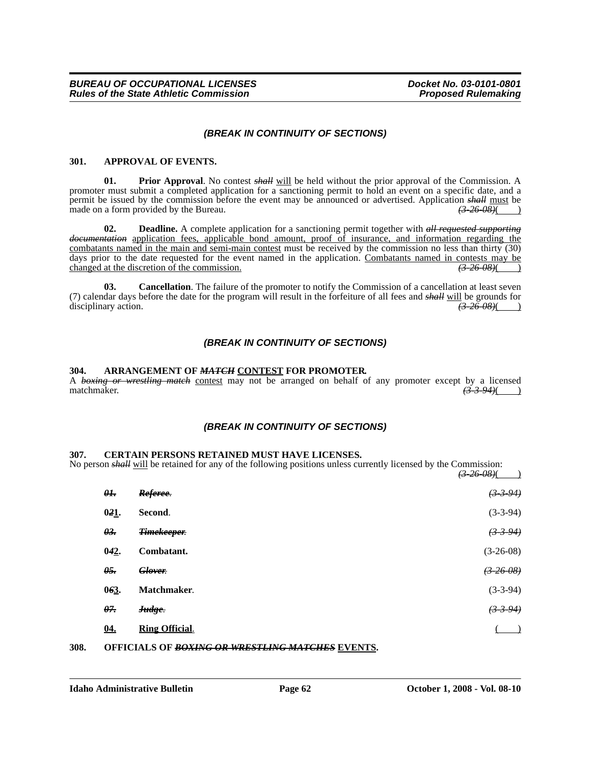*(BREAK IN CONTINUITY OF SECTIONS)*

**301. APPROVAL OF EVENTS.**

**01. Prior Approval**. No contest ~~*shall*~~ will be held without the prior approval of the Commission. A promoter must submit a completed application for a sanctioning permit to hold an event on a specific date, and a permit be issued by the commission before the event may be announced or advertised. Application ~~*shall*~~ must be made on a form provided by the Bureau. ~~*(3-26-08)*~~( )

**02. Deadline.** A complete application for a sanctioning permit together with ~~*all requested supporting documentation*~~ application fees, applicable bond amount, proof of insurance, and information regarding the combatants named in the main and semi-main contest must be received by the commission no less than thirty (30) days prior to the date requested for the event named in the application. Combatants named in contests may be changed at the discretion of the commission. ~~*(3-26-08)*~~( )

**03. Cancellation**. The failure of the promoter to notify the Commission of a cancellation at least seven (7) calendar days before the date for the program will result in the forfeiture of all fees and ~~*shall*~~ will be grounds for disciplinary action. ~~*(3-26-08)*~~( )

*(BREAK IN CONTINUITY OF SECTIONS)*

**304. ARRANGEMENT OF ~~*MATCH*~~ CONTEST FOR PROMOTER.**

A ~~*boxing or wrestling match*~~ contest may not be arranged on behalf of any promoter except by a licensed matchmaker. ~~*(3-3-94)*~~( )

*(BREAK IN CONTINUITY OF SECTIONS)*

**307. CERTAIN PERSONS RETAINED MUST HAVE LICENSES.**

No person ~~*shall*~~ will be retained for any of the following positions unless currently licensed by the Commission: ~~*(3-26-08)*~~( )

~~***01. Referee.***~~ ~~*(3-3-94)*~~

**0~~*2*~~1. Second**. (3-3-94)

~~***03. Timekeeper.***~~ ~~*(3-3-94)*~~

**0~~*4*~~2. Combatant.** (3-26-08)

~~***05. Glover.***~~ ~~*(3-26-08)*~~

**0~~*6*~~3. Matchmaker**. (3-3-94)

~~***07. Judge.***~~ ~~*(3-3-94)*~~

**04. Ring Official**. ( )

**308. OFFICIALS OF ~~*BOXING OR WRESTLING MATCHES*~~ EVENTS.**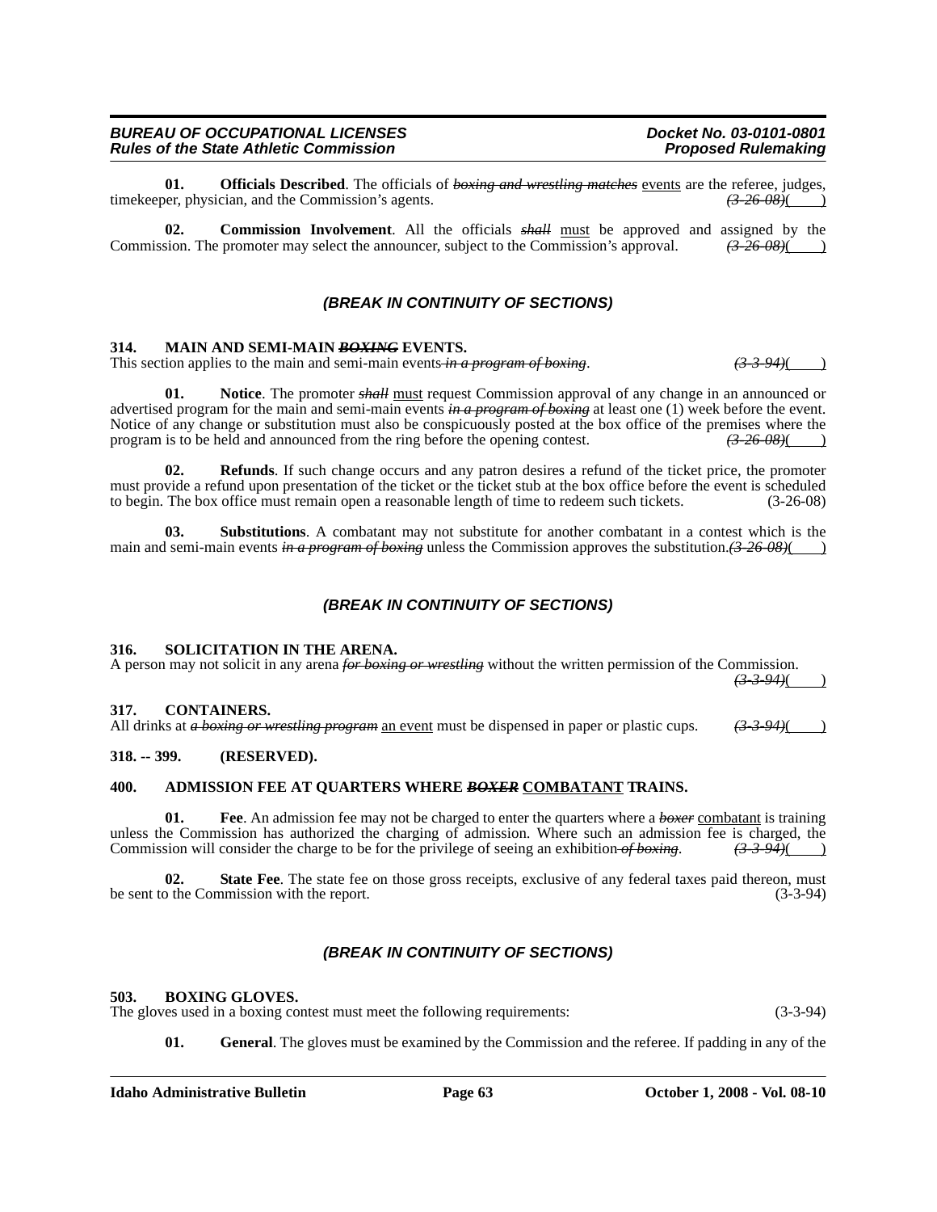**01. Officials Described**. The officials of ~~*boxing and wrestling matches*~~ events are the referee, judges, timekeeper, physician, and the Commission's agents. ~~*(3-26-08)*~~( )

**02. Commission Involvement**. All the officials ~~*shall*~~ must be approved and assigned by the Commission. The promoter may select the announcer, subject to the Commission's approval. ~~*(3-26-08)*~~( )

## *(BREAK IN CONTINUITY OF SECTIONS)*

### 314. MAIN AND SEMI-MAIN ~~*BOXING*~~ EVENTS.

This section applies to the main and semi-main events ~~*in a program of boxing*~~. ~~*(3-3-94)*~~( )

**01. Notice**. The promoter ~~*shall*~~ must request Commission approval of any change in an announced or advertised program for the main and semi-main events ~~*in a program of boxing*~~ at least one (1) week before the event. Notice of any change or substitution must also be conspicuously posted at the box office of the premises where the program is to be held and announced from the ring before the opening contest. ~~*(3-26-08)*~~( )

**02. Refunds**. If such change occurs and any patron desires a refund of the ticket price, the promoter must provide a refund upon presentation of the ticket or the ticket stub at the box office before the event is scheduled to begin. The box office must remain open a reasonable length of time to redeem such tickets. (3-26-08)

**03. Substitutions**. A combatant may not substitute for another combatant in a contest which is the main and semi-main events ~~*in a program of boxing*~~ unless the Commission approves the substitution. ~~*(3-26-08)*~~( )

## *(BREAK IN CONTINUITY OF SECTIONS)*

### 316. SOLICITATION IN THE ARENA.

A person may not solicit in any arena ~~*for boxing or wrestling*~~ without the written permission of the Commission. ~~*(3-3-94)*~~( )

### 317. CONTAINERS.

All drinks at ~~*a boxing or wrestling program*~~ an event must be dispensed in paper or plastic cups. ~~*(3-3-94)*~~( )

### 318. -- 399. (RESERVED).

### 400. ADMISSION FEE AT QUARTERS WHERE ~~*BOXER*~~ COMBATANT TRAINS.

**01. Fee**. An admission fee may not be charged to enter the quarters where a ~~*boxer*~~ combatant is training unless the Commission has authorized the charging of admission. Where such an admission fee is charged, the Commission will consider the charge to be for the privilege of seeing an exhibition ~~*of boxing*~~. ~~*(3-3-94)*~~( )

**02. State Fee**. The state fee on those gross receipts, exclusive of any federal taxes paid thereon, must be sent to the Commission with the report. (3-3-94)

## *(BREAK IN CONTINUITY OF SECTIONS)*

### 503. BOXING GLOVES.

The gloves used in a boxing contest must meet the following requirements: (3-3-94)

**01. General**. The gloves must be examined by the Commission and the referee. If padding in any of the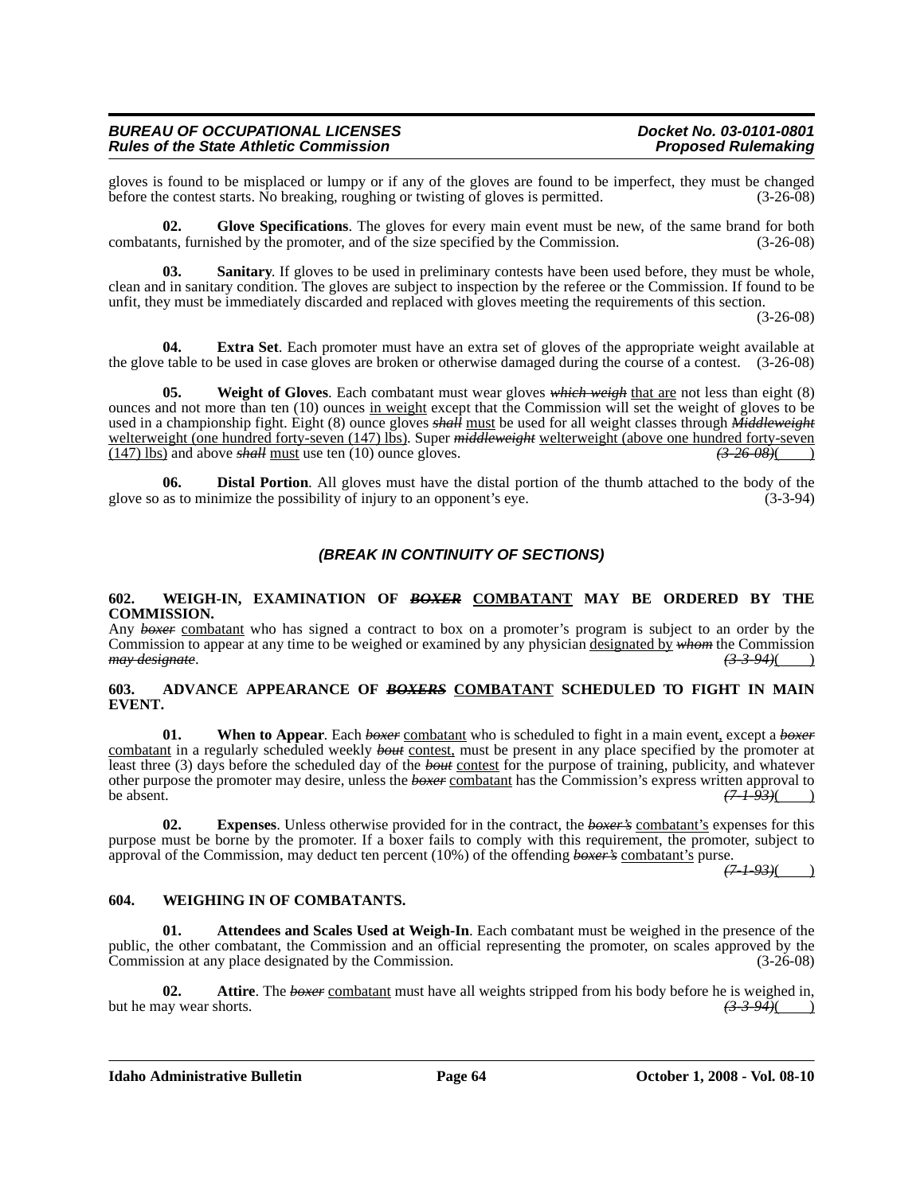gloves is found to be misplaced or lumpy or if any of the gloves are found to be imperfect, they must be changed before the contest starts. No breaking, roughing or twisting of gloves is permitted. (3-26-08)

**02. Glove Specifications**. The gloves for every main event must be new, of the same brand for both combatants, furnished by the promoter, and of the size specified by the Commission. (3-26-08)

**03. Sanitary**. If gloves to be used in preliminary contests have been used before, they must be whole, clean and in sanitary condition. The gloves are subject to inspection by the referee or the Commission. If found to be unfit, they must be immediately discarded and replaced with gloves meeting the requirements of this section. (3-26-08)

**04. Extra Set**. Each promoter must have an extra set of gloves of the appropriate weight available at the glove table to be used in case gloves are broken or otherwise damaged during the course of a contest. (3-26-08)

**05. Weight of Gloves**. Each combatant must wear gloves ~~*which weigh*~~ that are not less than eight (8) ounces and not more than ten (10) ounces in weight except that the Commission will set the weight of gloves to be used in a championship fight. Eight (8) ounce gloves ~~*shall*~~ must be used for all weight classes through ~~*Middleweight*~~ welterweight (one hundred forty-seven (147) lbs). Super ~~*middleweight*~~ welterweight (above one hundred forty-seven (147) lbs) and above ~~*shall*~~ must use ten (10) ounce gloves. ~~*(3-26-08)*~~( )

**06. Distal Portion**. All gloves must have the distal portion of the thumb attached to the body of the glove so as to minimize the possibility of injury to an opponent's eye. (3-3-94)

***(BREAK IN CONTINUITY OF SECTIONS)***

**602. WEIGH-IN, EXAMINATION OF ~~*BOXER*~~ COMBATANT MAY BE ORDERED BY THE COMMISSION.**

Any ~~*boxer*~~ combatant who has signed a contract to box on a promoter's program is subject to an order by the Commission to appear at any time to be weighed or examined by any physician designated by ~~*whom*~~ the Commission ~~*may designate*~~. ~~*(3-3-94)*~~( )

**603. ADVANCE APPEARANCE OF ~~*BOXERS*~~ COMBATANT SCHEDULED TO FIGHT IN MAIN EVENT.**

**01. When to Appear**. Each ~~*boxer*~~ combatant who is scheduled to fight in a main event, except a ~~*boxer*~~ combatant in a regularly scheduled weekly ~~*bout*~~ contest, must be present in any place specified by the promoter at least three (3) days before the scheduled day of the ~~*bout*~~ contest for the purpose of training, publicity, and whatever other purpose the promoter may desire, unless the ~~*boxer*~~ combatant has the Commission's express written approval to be absent. ~~*(7-1-93)*~~( )

**02. Expenses**. Unless otherwise provided for in the contract, the ~~*boxer's*~~ combatant's expenses for this purpose must be borne by the promoter. If a boxer fails to comply with this requirement, the promoter, subject to approval of the Commission, may deduct ten percent (10%) of the offending ~~*boxer's*~~ combatant's purse. ~~*(7-1-93)*~~( )

**604. WEIGHING IN OF COMBATANTS.**

**01. Attendees and Scales Used at Weigh-In**. Each combatant must be weighed in the presence of the public, the other combatant, the Commission and an official representing the promoter, on scales approved by the Commission at any place designated by the Commission. (3-26-08)

**02. Attire**. The ~~*boxer*~~ combatant must have all weights stripped from his body before he is weighed in, but he may wear shorts. ~~*(3-3-94)*~~( )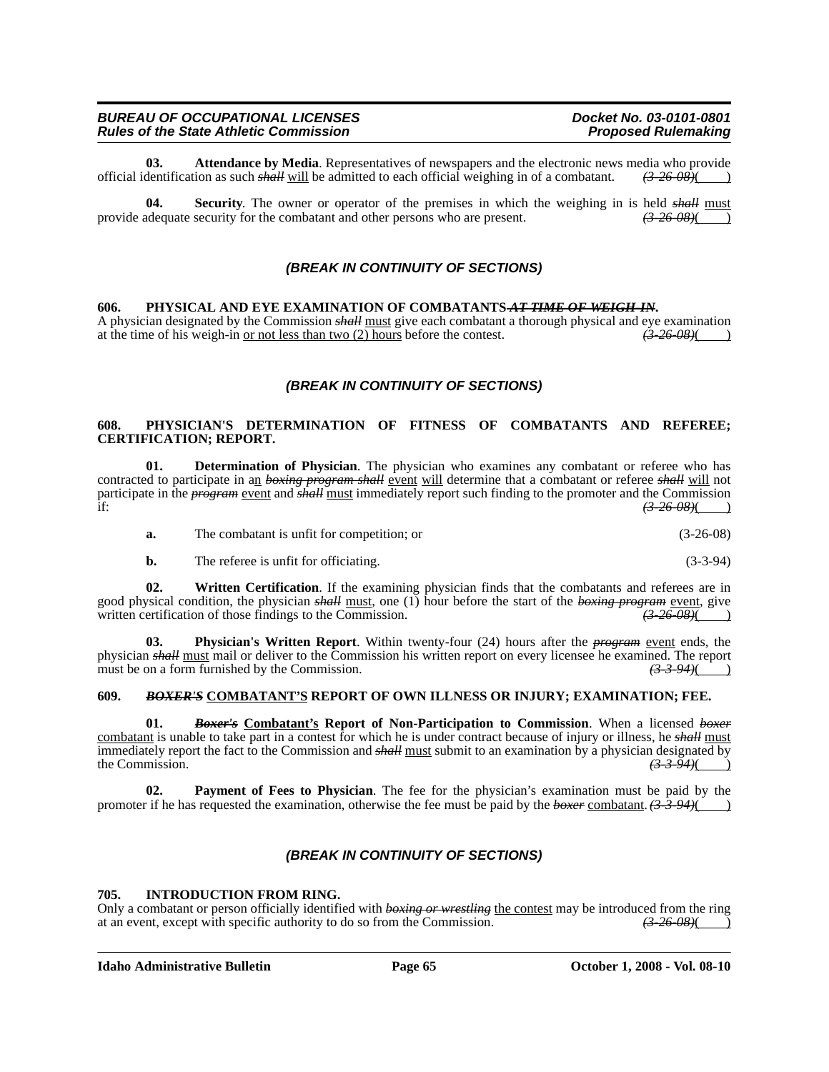**03. Attendance by Media**. Representatives of newspapers and the electronic news media who provide official identification as such ~~*shall*~~ will be admitted to each official weighing in of a combatant. ~~*(3-26-08)*~~( )

**04. Security**. The owner or operator of the premises in which the weighing in is held ~~*shall*~~ must provide adequate security for the combatant and other persons who are present. ~~*(3-26-08)*~~( )

***(BREAK IN CONTINUITY OF SECTIONS)***

**606. PHYSICAL AND EYE EXAMINATION OF COMBATANTS ~~*AT TIME OF WEIGH-IN*~~.**

A physician designated by the Commission ~~*shall*~~ must give each combatant a thorough physical and eye examination at the time of his weigh-in or not less than two (2) hours before the contest. ~~*(3-26-08)*~~( )

***(BREAK IN CONTINUITY OF SECTIONS)***

**608. PHYSICIAN'S DETERMINATION OF FITNESS OF COMBATANTS AND REFEREE; CERTIFICATION; REPORT.**

**01. Determination of Physician**. The physician who examines any combatant or referee who has contracted to participate in an ~~*boxing program shall*~~ event will determine that a combatant or referee ~~*shall*~~ will not participate in the ~~*program*~~ event and ~~*shall*~~ must immediately report such finding to the promoter and the Commission if: ~~*(3-26-08)*~~( )

**a.** The combatant is unfit for competition; or (3-26-08)

**b.** The referee is unfit for officiating. (3-3-94)

**02. Written Certification**. If the examining physician finds that the combatants and referees are in good physical condition, the physician ~~*shall*~~ must, one (1) hour before the start of the ~~*boxing program*~~ event, give written certification of those findings to the Commission. ~~*(3-26-08)*~~( )

**03. Physician's Written Report**. Within twenty-four (24) hours after the ~~*program*~~ event ends, the physician ~~*shall*~~ must mail or deliver to the Commission his written report on every licensee he examined. The report must be on a form furnished by the Commission. ~~*(3-3-94)*~~( )

**609. ~~*BOXER'S*~~ COMBATANT'S REPORT OF OWN ILLNESS OR INJURY; EXAMINATION; FEE.**

**01. ~~*Boxer's*~~ Combatant's Report of Non-Participation to Commission**. When a licensed ~~*boxer*~~ combatant is unable to take part in a contest for which he is under contract because of injury or illness, he ~~*shall*~~ must immediately report the fact to the Commission and ~~*shall*~~ must submit to an examination by a physician designated by the Commission. ~~*(3-3-94)*~~( )

**02. Payment of Fees to Physician**. The fee for the physician's examination must be paid by the promoter if he has requested the examination, otherwise the fee must be paid by the ~~*boxer*~~ combatant. ~~*(3-3-94)*~~( )

***(BREAK IN CONTINUITY OF SECTIONS)***

**705. INTRODUCTION FROM RING.**

Only a combatant or person officially identified with ~~*boxing or wrestling*~~ the contest may be introduced from the ring at an event, except with specific authority to do so from the Commission. ~~*(3-26-08)*~~( )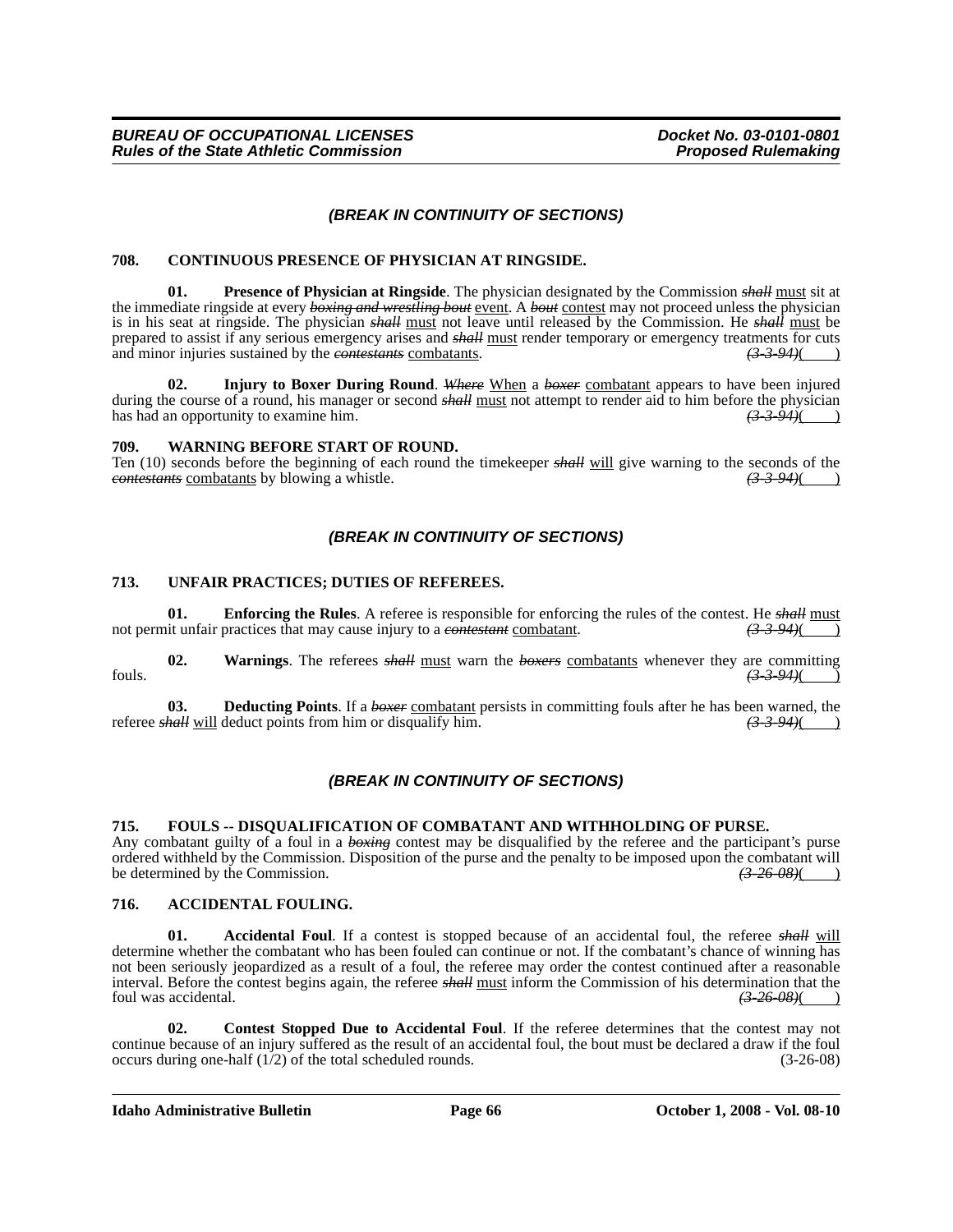*(BREAK IN CONTINUITY OF SECTIONS)*

**708. CONTINUOUS PRESENCE OF PHYSICIAN AT RINGSIDE.**

**01. Presence of Physician at Ringside**. The physician designated by the Commission ~~*shall*~~ must sit at the immediate ringside at every ~~*boxing and wrestling bout*~~ event. A ~~*bout*~~ contest may not proceed unless the physician is in his seat at ringside. The physician ~~*shall*~~ must not leave until released by the Commission. He ~~*shall*~~ must be prepared to assist if any serious emergency arises and ~~*shall*~~ must render temporary or emergency treatments for cuts and minor injuries sustained by the ~~*contestants*~~ combatants. ~~*(3-3-94)*~~(    )

**02. Injury to Boxer During Round**. ~~*Where*~~ When a ~~*boxer*~~ combatant appears to have been injured during the course of a round, his manager or second ~~*shall*~~ must not attempt to render aid to him before the physician has had an opportunity to examine him. ~~*(3-3-94)*~~(    )

**709. WARNING BEFORE START OF ROUND.**

Ten (10) seconds before the beginning of each round the timekeeper ~~*shall*~~ will give warning to the seconds of the ~~*contestants*~~ combatants by blowing a whistle. ~~*(3-3-94)*~~(    )

*(BREAK IN CONTINUITY OF SECTIONS)*

**713. UNFAIR PRACTICES; DUTIES OF REFEREES.**

**01. Enforcing the Rules**. A referee is responsible for enforcing the rules of the contest. He ~~*shall*~~ must not permit unfair practices that may cause injury to a ~~*contestant*~~ combatant. ~~*(3-3-94)*~~(    )

**02. Warnings**. The referees ~~*shall*~~ must warn the ~~*boxers*~~ combatants whenever they are committing fouls. ~~*(3-3-94)*~~(    )

**03. Deducting Points**. If a ~~*boxer*~~ combatant persists in committing fouls after he has been warned, the referee ~~*shall*~~ will deduct points from him or disqualify him. ~~*(3-3-94)*~~(    )

*(BREAK IN CONTINUITY OF SECTIONS)*

**715. FOULS -- DISQUALIFICATION OF COMBATANT AND WITHHOLDING OF PURSE.**

Any combatant guilty of a foul in a ~~*boxing*~~ contest may be disqualified by the referee and the participant's purse ordered withheld by the Commission. Disposition of the purse and the penalty to be imposed upon the combatant will be determined by the Commission. ~~*(3-26-08)*~~(    )

**716. ACCIDENTAL FOULING.**

**01. Accidental Foul**. If a contest is stopped because of an accidental foul, the referee ~~*shall*~~ will determine whether the combatant who has been fouled can continue or not. If the combatant's chance of winning has not been seriously jeopardized as a result of a foul, the referee may order the contest continued after a reasonable interval. Before the contest begins again, the referee ~~*shall*~~ must inform the Commission of his determination that the foul was accidental. ~~*(3-26-08)*~~(    )

**02. Contest Stopped Due to Accidental Foul**. If the referee determines that the contest may not continue because of an injury suffered as the result of an accidental foul, the bout must be declared a draw if the foul occurs during one-half (1/2) of the total scheduled rounds. (3-26-08)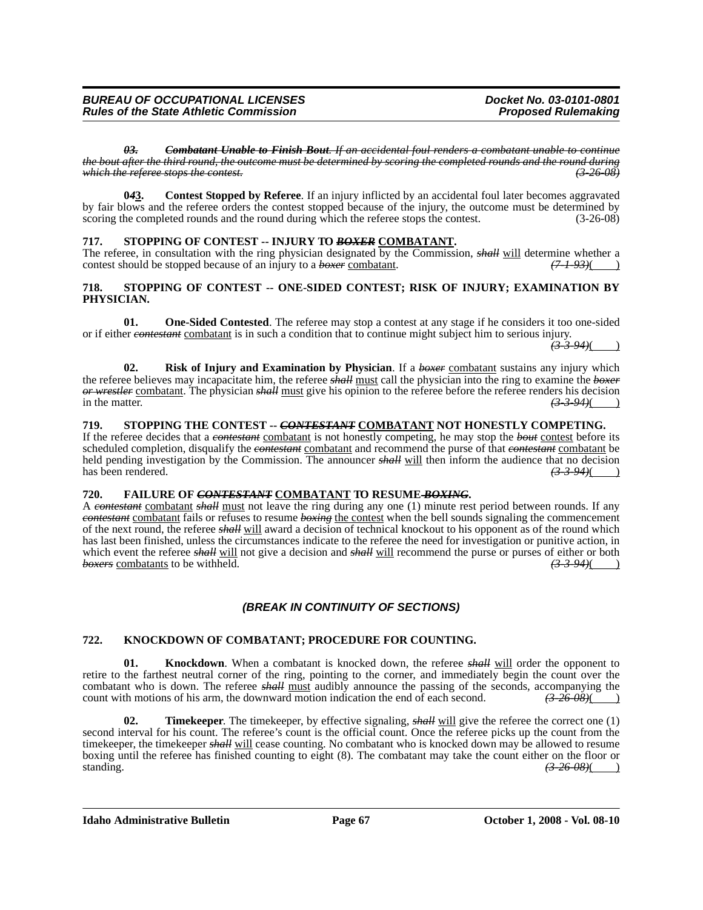*~~03.~~ ~~**Combatant Unable to Finish Bout**. If an accidental foul renders a combatant unable to continue the bout after the third round, the outcome must be determined by scoring the completed rounds and the round during which the referee stops the contest.~~ ~~(3-26-08)~~*

**0~~4~~3.** **Contest Stopped by Referee**. If an injury inflicted by an accidental foul later becomes aggravated by fair blows and the referee orders the contest stopped because of the injury, the outcome must be determined by scoring the completed rounds and the round during which the referee stops the contest. (3-26-08)

### 717. STOPPING OF CONTEST -- INJURY TO ~~BOXER~~ COMBATANT.

The referee, in consultation with the ring physician designated by the Commission, *~~shall~~* will determine whether a contest should be stopped because of an injury to a *~~boxer~~* combatant. *~~(7-1-93)~~*(    )

### 718. STOPPING OF CONTEST -- ONE-SIDED CONTEST; RISK OF INJURY; EXAMINATION BY PHYSICIAN.

**01.** **One-Sided Contested**. The referee may stop a contest at any stage if he considers it too one-sided or if either *~~contestant~~* combatant is in such a condition that to continue might subject him to serious injury. *~~(3-3-94)~~*(    )

**02.** **Risk of Injury and Examination by Physician**. If a *~~boxer~~* combatant sustains any injury which the referee believes may incapacitate him, the referee *~~shall~~* must call the physician into the ring to examine the *~~boxer or wrestler~~* combatant. The physician *~~shall~~* must give his opinion to the referee before the referee renders his decision in the matter. *~~(3-3-94)~~*(    )

### 719. STOPPING THE CONTEST -- ~~CONTESTANT~~ COMBATANT NOT HONESTLY COMPETING.

If the referee decides that a *~~contestant~~* combatant is not honestly competing, he may stop the *~~bout~~* contest before its scheduled completion, disqualify the *~~contestant~~* combatant and recommend the purse of that *~~contestant~~* combatant be held pending investigation by the Commission. The announcer *~~shall~~* will then inform the audience that no decision has been rendered. *~~(3-3-94)~~*(    )

### 720. FAILURE OF ~~CONTESTANT~~ COMBATANT TO RESUME ~~BOXING~~.

A *~~contestant~~* combatant *~~shall~~* must not leave the ring during any one (1) minute rest period between rounds. If any *~~contestant~~* combatant fails or refuses to resume *~~boxing~~* the contest when the bell sounds signaling the commencement of the next round, the referee *~~shall~~* will award a decision of technical knockout to his opponent as of the round which has last been finished, unless the circumstances indicate to the referee the need for investigation or punitive action, in which event the referee *~~shall~~* will not give a decision and *~~shall~~* will recommend the purse or purses of either or both *~~boxers~~* combatants to be withheld. *~~(3-3-94)~~*(    )

*(BREAK IN CONTINUITY OF SECTIONS)*

### 722. KNOCKDOWN OF COMBATANT; PROCEDURE FOR COUNTING.

**01.** **Knockdown**. When a combatant is knocked down, the referee *~~shall~~* will order the opponent to retire to the farthest neutral corner of the ring, pointing to the corner, and immediately begin the count over the combatant who is down. The referee *~~shall~~* must audibly announce the passing of the seconds, accompanying the count with motions of his arm, the downward motion indication the end of each second. *~~(3-26-08)~~*(    )

**02.** **Timekeeper**. The timekeeper, by effective signaling, *~~shall~~* will give the referee the correct one (1) second interval for his count. The referee's count is the official count. Once the referee picks up the count from the timekeeper, the timekeeper *~~shall~~* will cease counting. No combatant who is knocked down may be allowed to resume boxing until the referee has finished counting to eight (8). The combatant may take the count either on the floor or standing. *~~(3-26-08)~~*(    )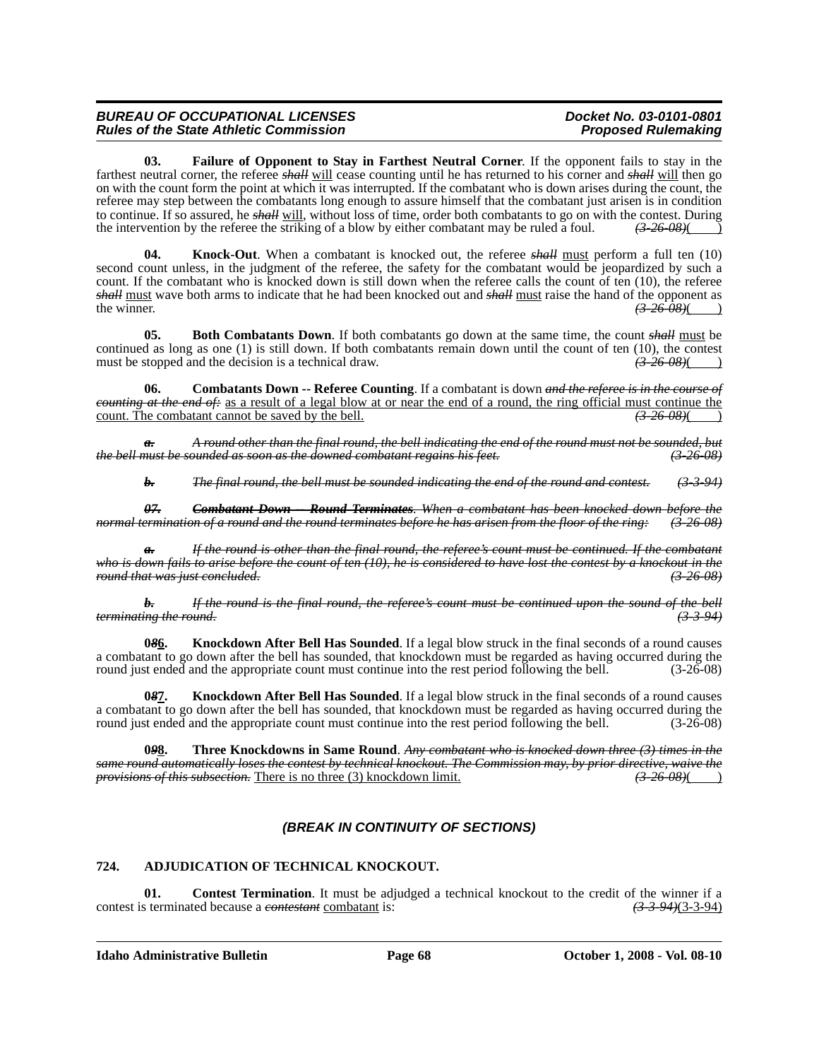**03. Failure of Opponent to Stay in Farthest Neutral Corner**. If the opponent fails to stay in the farthest neutral corner, the referee ~~*shall*~~ will cease counting until he has returned to his corner and ~~*shall*~~ will then go on with the count form the point at which it was interrupted. If the combatant who is down arises during the count, the referee may step between the combatants long enough to assure himself that the combatant just arisen is in condition to continue. If so assured, he ~~*shall*~~ will, without loss of time, order both combatants to go on with the contest. During the intervention by the referee the striking of a blow by either combatant may be ruled a foul. ~~*(3-26-08)*~~(    )

**04. Knock-Out**. When a combatant is knocked out, the referee ~~*shall*~~ must perform a full ten (10) second count unless, in the judgment of the referee, the safety for the combatant would be jeopardized by such a count. If the combatant who is knocked down is still down when the referee calls the count of ten (10), the referee ~~*shall*~~ must wave both arms to indicate that he had been knocked out and ~~*shall*~~ must raise the hand of the opponent as the winner. ~~*(3-26-08)*~~(    )

**05. Both Combatants Down**. If both combatants go down at the same time, the count ~~*shall*~~ must be continued as long as one (1) is still down. If both combatants remain down until the count of ten (10), the contest must be stopped and the decision is a technical draw. ~~*(3-26-08)*~~(    )

**06. Combatants Down -- Referee Counting**. If a combatant is down ~~*and the referee is in the course of counting at the end of:*~~ as a result of a legal blow at or near the end of a round, the ring official must continue the count. The combatant cannot be saved by the bell. ~~*(3-26-08)*~~(    )

~~***a.*** *A round other than the final round, the bell indicating the end of the round must not be sounded, but the bell must be sounded as soon as the downed combatant regains his feet.* *(3-26-08)*~~

~~***b.*** *The final round, the bell must be sounded indicating the end of the round and contest.* *(3-3-94)*~~

~~***07. Combatant Down -- Round Terminates****. When a combatant has been knocked down before the normal termination of a round and the round terminates before he has arisen from the floor of the ring:* *(3-26-08)*~~

~~***a.*** *If the round is other than the final round, the referee's count must be continued. If the combatant who is down fails to arise before the count of ten (10), he is considered to have lost the contest by a knockout in the round that was just concluded.* *(3-26-08)*~~

~~***b.*** *If the round is the final round, the referee's count must be continued upon the sound of the bell terminating the round.* *(3-3-94)*~~

**0~~*8*~~6. Knockdown After Bell Has Sounded**. If a legal blow struck in the final seconds of a round causes a combatant to go down after the bell has sounded, that knockdown must be regarded as having occurred during the round just ended and the appropriate count must continue into the rest period following the bell. (3-26-08)

**0~~*8*~~7. Knockdown After Bell Has Sounded**. If a legal blow struck in the final seconds of a round causes a combatant to go down after the bell has sounded, that knockdown must be regarded as having occurred during the round just ended and the appropriate count must continue into the rest period following the bell. (3-26-08)

**0~~*9*~~8. Three Knockdowns in Same Round**. ~~*Any combatant who is knocked down three (3) times in the same round automatically loses the contest by technical knockout. The Commission may, by prior directive, waive the provisions of this subsection.*~~ There is no three (3) knockdown limit. ~~*(3-26-08)*~~(    )

***(BREAK IN CONTINUITY OF SECTIONS)***

## 724. ADJUDICATION OF TECHNICAL KNOCKOUT.

**01. Contest Termination**. It must be adjudged a technical knockout to the credit of the winner if a contest is terminated because a ~~*contestant*~~ combatant is: ~~*(3-3-94)*~~(3-3-94)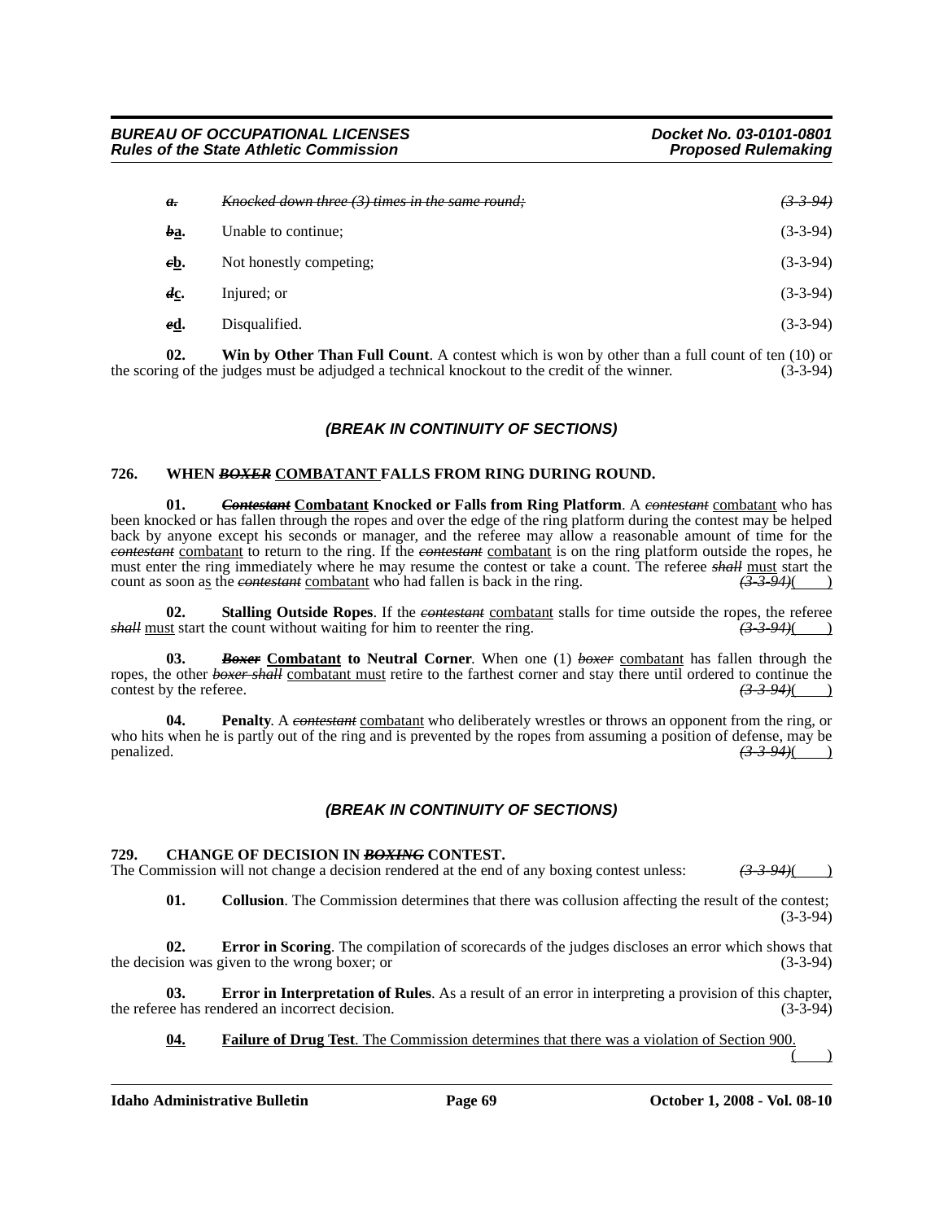~~*a.*~~ ~~*Knocked down three (3) times in the same round;*~~ ~~*(3-3-94)*~~

~~*b*~~<u>a</u>. Unable to continue; (3-3-94)

~~*c*~~<u>b</u>. Not honestly competing; (3-3-94)

~~*d*~~<u>c</u>. Injured; or (3-3-94)

~~*e*~~<u>d</u>. Disqualified. (3-3-94)

**02. Win by Other Than Full Count**. A contest which is won by other than a full count of ten (10) or the scoring of the judges must be adjudged a technical knockout to the credit of the winner. (3-3-94)

***(BREAK IN CONTINUITY OF SECTIONS)***

**726. WHEN ~~*BOXER*~~ <u>COMBATANT</u> FALLS FROM RING DURING ROUND.**

**01. ~~*Contestant*~~ <u>Combatant</u> Knocked or Falls from Ring Platform**. A ~~*contestant*~~ <u>combatant</u> who has been knocked or has fallen through the ropes and over the edge of the ring platform during the contest may be helped back by anyone except his seconds or manager, and the referee may allow a reasonable amount of time for the ~~*contestant*~~ <u>combatant</u> to return to the ring. If the ~~*contestant*~~ <u>combatant</u> is on the ring platform outside the ropes, he must enter the ring immediately where he may resume the contest or take a count. The referee ~~*shall*~~ <u>must</u> start the count as soon as the ~~*contestant*~~ <u>combatant</u> who had fallen is back in the ring. ~~*(3-3-94)*~~(    )

**02. Stalling Outside Ropes**. If the ~~*contestant*~~ <u>combatant</u> stalls for time outside the ropes, the referee ~~*shall*~~ <u>must</u> start the count without waiting for him to reenter the ring. ~~*(3-3-94)*~~(    )

**03. ~~*Boxer*~~ <u>Combatant</u> to Neutral Corner**. When one (1) ~~*boxer*~~ <u>combatant</u> has fallen through the ropes, the other ~~*boxer shall*~~ <u>combatant must</u> retire to the farthest corner and stay there until ordered to continue the contest by the referee. ~~*(3-3-94)*~~(    )

**04. Penalty**. A ~~*contestant*~~ <u>combatant</u> who deliberately wrestles or throws an opponent from the ring, or who hits when he is partly out of the ring and is prevented by the ropes from assuming a position of defense, may be penalized. ~~*(3-3-94)*~~(    )

***(BREAK IN CONTINUITY OF SECTIONS)***

**729. CHANGE OF DECISION IN ~~*BOXING*~~ CONTEST.**

The Commission will not change a decision rendered at the end of any boxing contest unless: ~~*(3-3-94)*~~(    )

**01. Collusion**. The Commission determines that there was collusion affecting the result of the contest; (3-3-94)

**02. Error in Scoring**. The compilation of scorecards of the judges discloses an error which shows that the decision was given to the wrong boxer; or (3-3-94)

**03. Error in Interpretation of Rules**. As a result of an error in interpreting a provision of this chapter, the referee has rendered an incorrect decision. (3-3-94)

<u>**04.** **Failure of Drug Test**. The Commission determines that there was a violation of Section 900.</u> <u>(    )</u>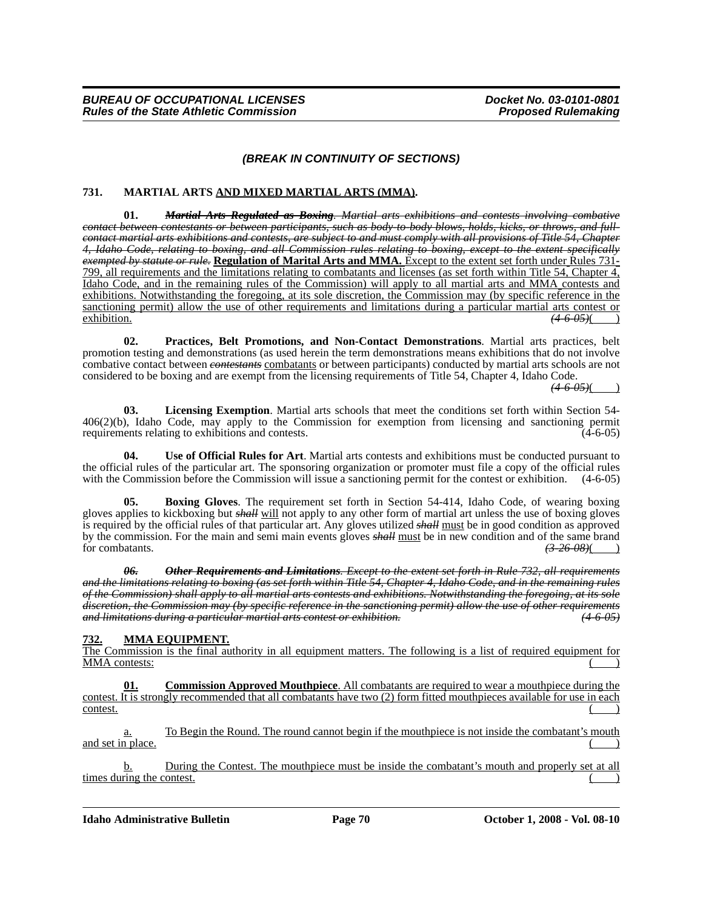*(BREAK IN CONTINUITY OF SECTIONS)*

**731. MARTIAL ARTS AND MIXED MARTIAL ARTS (MMA).**

**01.** ~~***Martial Arts Regulated as Boxing***~~*~~. Martial arts exhibitions and contests involving combative contact between contestants or between participants, such as body-to-body blows, holds, kicks, or throws, and full-contact martial arts exhibitions and contests, are subject to and must comply with all provisions of Title 54, Chapter 4, Idaho Code, relating to boxing, and all Commission rules relating to boxing, except to the extent specifically exempted by statute or rule.~~* **Regulation of Marital Arts and MMA.** Except to the extent set forth under Rules 731-799, all requirements and the limitations relating to combatants and licenses (as set forth within Title 54, Chapter 4, Idaho Code, and in the remaining rules of the Commission) will apply to all martial arts and MMA contests and exhibitions. Notwithstanding the foregoing, at its sole discretion, the Commission may (by specific reference in the sanctioning permit) allow the use of other requirements and limitations during a particular martial arts contest or exhibition. *~~(4-6-05)~~*( )

**02. Practices, Belt Promotions, and Non-Contact Demonstrations**. Martial arts practices, belt promotion testing and demonstrations (as used herein the term demonstrations means exhibitions that do not involve combative contact between *~~contestants~~* combatants or between participants) conducted by martial arts schools are not considered to be boxing and are exempt from the licensing requirements of Title 54, Chapter 4, Idaho Code. *~~(4-6-05)~~*( )

**03. Licensing Exemption**. Martial arts schools that meet the conditions set forth within Section 54-406(2)(b), Idaho Code, may apply to the Commission for exemption from licensing and sanctioning permit requirements relating to exhibitions and contests. (4-6-05)

**04. Use of Official Rules for Art**. Martial arts contests and exhibitions must be conducted pursuant to the official rules of the particular art. The sponsoring organization or promoter must file a copy of the official rules with the Commission before the Commission will issue a sanctioning permit for the contest or exhibition. (4-6-05)

**05. Boxing Gloves**. The requirement set forth in Section 54-414, Idaho Code, of wearing boxing gloves applies to kickboxing but *~~shall~~* will not apply to any other form of martial art unless the use of boxing gloves is required by the official rules of that particular art. Any gloves utilized *~~shall~~* must be in good condition as approved by the commission. For the main and semi main events gloves *~~shall~~* must be in new condition and of the same brand for combatants. *~~(3-26-08)~~*( )

~~***06. Other Requirements and Limitations***~~*~~. Except to the extent set forth in Rule 732, all requirements and the limitations relating to boxing (as set forth within Title 54, Chapter 4, Idaho Code, and in the remaining rules of the Commission) shall apply to all martial arts contests and exhibitions. Notwithstanding the foregoing, at its sole discretion, the Commission may (by specific reference in the sanctioning permit) allow the use of other requirements and limitations during a particular martial arts contest or exhibition. (4-6-05)~~*

**732. MMA EQUIPMENT.**

The Commission is the final authority in all equipment matters. The following is a list of required equipment for MMA contests: ( )

**01. Commission Approved Mouthpiece**. All combatants are required to wear a mouthpiece during the contest. It is strongly recommended that all combatants have two (2) form fitted mouthpieces available for use in each contest. ( )

a. To Begin the Round. The round cannot begin if the mouthpiece is not inside the combatant's mouth and set in place. ( )

b. During the Contest. The mouthpiece must be inside the combatant's mouth and properly set at all times during the contest. ( )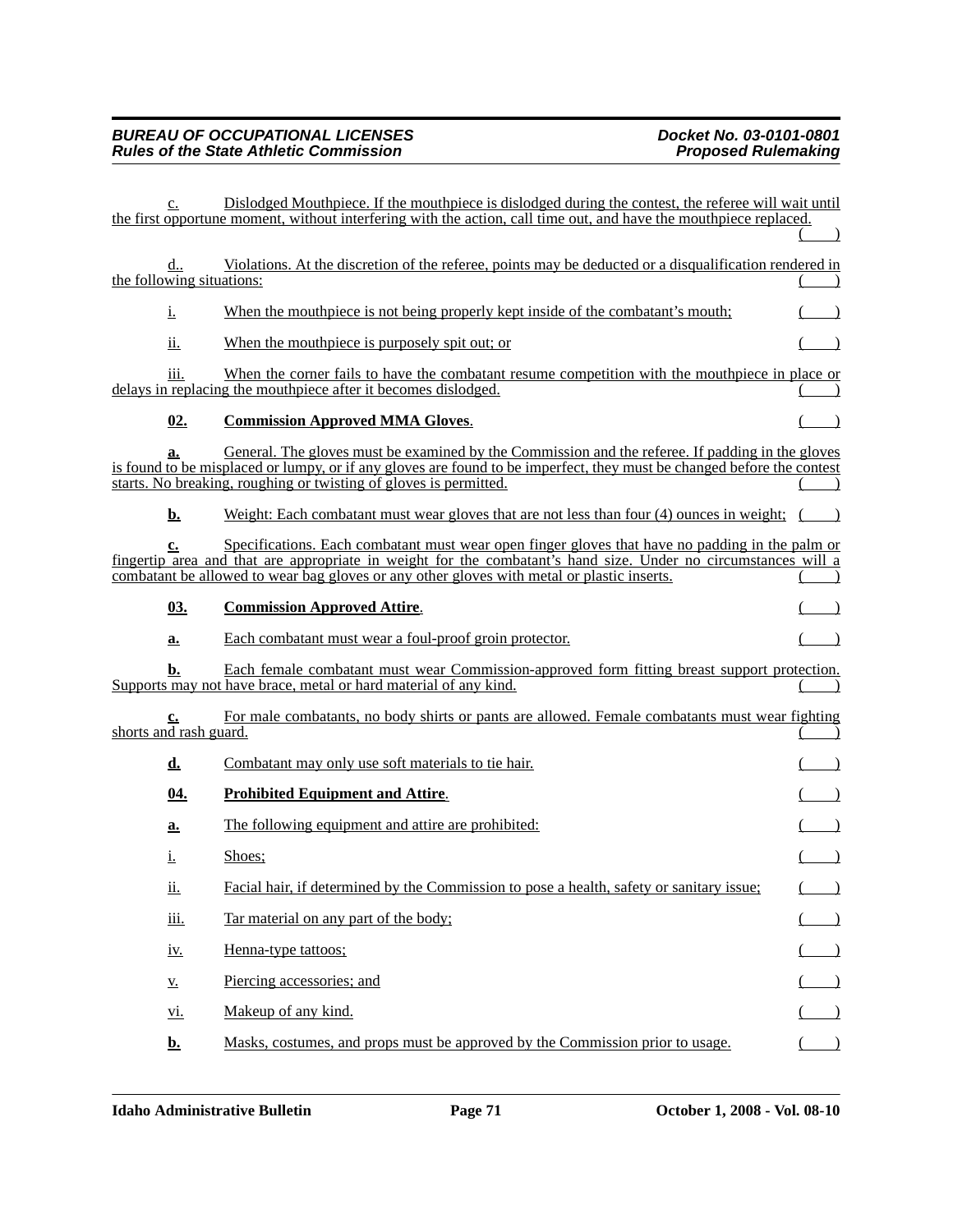c. Dislodged Mouthpiece. If the mouthpiece is dislodged during the contest, the referee will wait until the first opportune moment, without interfering with the action, call time out, and have the mouthpiece replaced. ( )

d.. Violations. At the discretion of the referee, points may be deducted or a disqualification rendered in the following situations: ( )

i. When the mouthpiece is not being properly kept inside of the combatant's mouth; ( )

ii. When the mouthpiece is purposely spit out; or ( )

iii. When the corner fails to have the combatant resume competition with the mouthpiece in place or delays in replacing the mouthpiece after it becomes dislodged. ( )

**02. Commission Approved MMA Gloves**. ( )

**a.** General. The gloves must be examined by the Commission and the referee. If padding in the gloves is found to be misplaced or lumpy, or if any gloves are found to be imperfect, they must be changed before the contest starts. No breaking, roughing or twisting of gloves is permitted. ( )

**b.** Weight: Each combatant must wear gloves that are not less than four (4) ounces in weight; ( )

**c.** Specifications. Each combatant must wear open finger gloves that have no padding in the palm or fingertip area and that are appropriate in weight for the combatant's hand size. Under no circumstances will a combatant be allowed to wear bag gloves or any other gloves with metal or plastic inserts. ( )

**03. Commission Approved Attire**. ( )

**a.** Each combatant must wear a foul-proof groin protector. ( )

**b.** Each female combatant must wear Commission-approved form fitting breast support protection. Supports may not have brace, metal or hard material of any kind. ( )

**c.** For male combatants, no body shirts or pants are allowed. Female combatants must wear fighting shorts and rash guard. ( )

**d.** Combatant may only use soft materials to tie hair. ( )

**04. Prohibited Equipment and Attire**. ( )

**a.** The following equipment and attire are prohibited: ( )

i. Shoes; ( )

ii. Facial hair, if determined by the Commission to pose a health, safety or sanitary issue; ( )

iii. Tar material on any part of the body; ( )

iv. Henna-type tattoos; ( )

v. Piercing accessories; and ( )

vi. Makeup of any kind. ( )

**b.** Masks, costumes, and props must be approved by the Commission prior to usage. ( )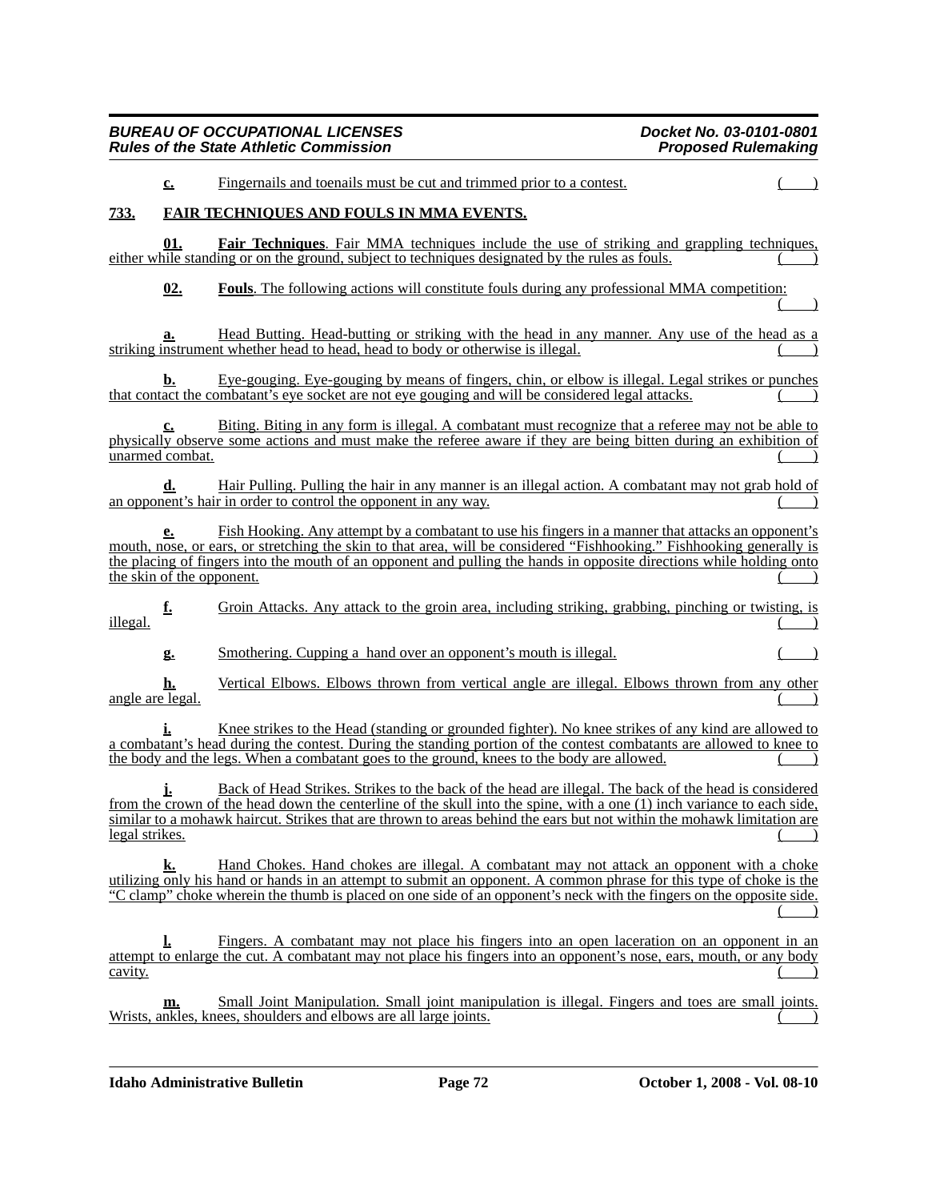**c.** Fingernails and toenails must be cut and trimmed prior to a contest. ( )

## 733. FAIR TECHNIQUES AND FOULS IN MMA EVENTS.

**01. Fair Techniques**. Fair MMA techniques include the use of striking and grappling techniques, either while standing or on the ground, subject to techniques designated by the rules as fouls. ( )

**02. Fouls**. The following actions will constitute fouls during any professional MMA competition: ( )

**a.** Head Butting. Head-butting or striking with the head in any manner. Any use of the head as a striking instrument whether head to head, head to body or otherwise is illegal. ( )

**b.** Eye-gouging. Eye-gouging by means of fingers, chin, or elbow is illegal. Legal strikes or punches that contact the combatant's eye socket are not eye gouging and will be considered legal attacks. ( )

**c.** Biting. Biting in any form is illegal. A combatant must recognize that a referee may not be able to physically observe some actions and must make the referee aware if they are being bitten during an exhibition of unarmed combat. ( )

**d.** Hair Pulling. Pulling the hair in any manner is an illegal action. A combatant may not grab hold of an opponent's hair in order to control the opponent in any way. ( )

**e.** Fish Hooking. Any attempt by a combatant to use his fingers in a manner that attacks an opponent's mouth, nose, or ears, or stretching the skin to that area, will be considered "Fishhooking." Fishhooking generally is the placing of fingers into the mouth of an opponent and pulling the hands in opposite directions while holding onto the skin of the opponent. ( )

**f.** Groin Attacks. Any attack to the groin area, including striking, grabbing, pinching or twisting, is illegal. ( )

**g.** Smothering. Cupping a hand over an opponent's mouth is illegal. ( )

**h.** Vertical Elbows. Elbows thrown from vertical angle are illegal. Elbows thrown from any other angle are legal. ( )

**i.** Knee strikes to the Head (standing or grounded fighter). No knee strikes of any kind are allowed to a combatant's head during the contest. During the standing portion of the contest combatants are allowed to knee to the body and the legs. When a combatant goes to the ground, knees to the body are allowed. ( )

**j.** Back of Head Strikes. Strikes to the back of the head are illegal. The back of the head is considered from the crown of the head down the centerline of the skull into the spine, with a one (1) inch variance to each side, similar to a mohawk haircut. Strikes that are thrown to areas behind the ears but not within the mohawk limitation are legal strikes. ( )

**k.** Hand Chokes. Hand chokes are illegal. A combatant may not attack an opponent with a choke utilizing only his hand or hands in an attempt to submit an opponent. A common phrase for this type of choke is the "C clamp" choke wherein the thumb is placed on one side of an opponent's neck with the fingers on the opposite side. ( )

**l.** Fingers. A combatant may not place his fingers into an open laceration on an opponent in an attempt to enlarge the cut. A combatant may not place his fingers into an opponent's nose, ears, mouth, or any body cavity. ( )

**m.** Small Joint Manipulation. Small joint manipulation is illegal. Fingers and toes are small joints. Wrists, ankles, knees, shoulders and elbows are all large joints. ( )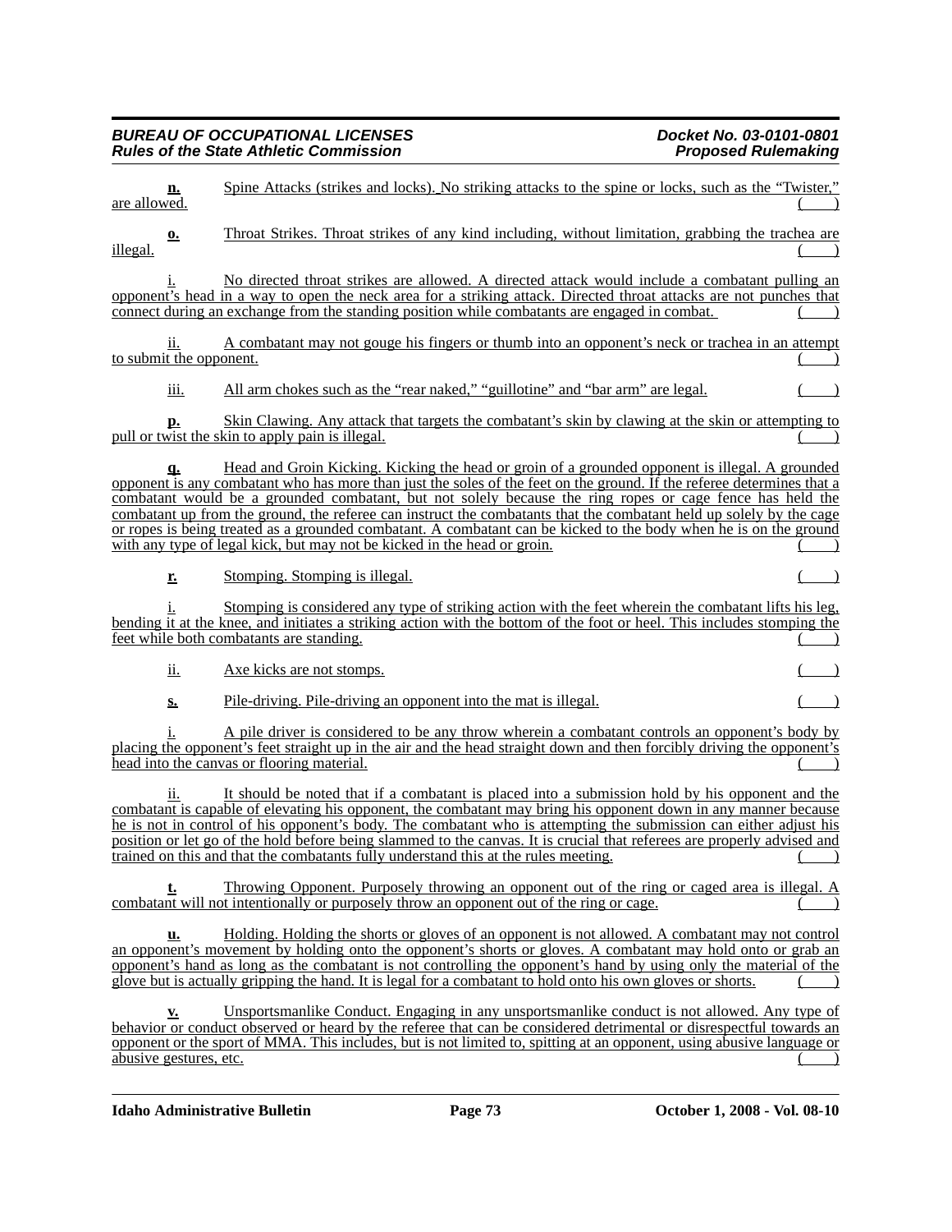**n.** Spine Attacks (strikes and locks). No striking attacks to the spine or locks, such as the "Twister," are allowed. ( )

**o.** Throat Strikes. Throat strikes of any kind including, without limitation, grabbing the trachea are illegal. ( )

i. No directed throat strikes are allowed. A directed attack would include a combatant pulling an opponent's head in a way to open the neck area for a striking attack. Directed throat attacks are not punches that connect during an exchange from the standing position while combatants are engaged in combat. ( )

ii. A combatant may not gouge his fingers or thumb into an opponent's neck or trachea in an attempt to submit the opponent. ( )

iii. All arm chokes such as the "rear naked," "guillotine" and "bar arm" are legal. ( )

**p.** Skin Clawing. Any attack that targets the combatant's skin by clawing at the skin or attempting to pull or twist the skin to apply pain is illegal. ( )

**q.** Head and Groin Kicking. Kicking the head or groin of a grounded opponent is illegal. A grounded opponent is any combatant who has more than just the soles of the feet on the ground. If the referee determines that a combatant would be a grounded combatant, but not solely because the ring ropes or cage fence has held the combatant up from the ground, the referee can instruct the combatants that the combatant held up solely by the cage or ropes is being treated as a grounded combatant. A combatant can be kicked to the body when he is on the ground with any type of legal kick, but may not be kicked in the head or groin. ( )

**r.** Stomping. Stomping is illegal. ( )

i. Stomping is considered any type of striking action with the feet wherein the combatant lifts his leg, bending it at the knee, and initiates a striking action with the bottom of the foot or heel. This includes stomping the feet while both combatants are standing. ( )

ii. Axe kicks are not stomps. ( )

**s.** Pile-driving. Pile-driving an opponent into the mat is illegal. ( )

i. A pile driver is considered to be any throw wherein a combatant controls an opponent's body by placing the opponent's feet straight up in the air and the head straight down and then forcibly driving the opponent's head into the canvas or flooring material. ( )

ii. It should be noted that if a combatant is placed into a submission hold by his opponent and the combatant is capable of elevating his opponent, the combatant may bring his opponent down in any manner because he is not in control of his opponent's body. The combatant who is attempting the submission can either adjust his position or let go of the hold before being slammed to the canvas. It is crucial that referees are properly advised and trained on this and that the combatants fully understand this at the rules meeting. ( )

**t.** Throwing Opponent. Purposely throwing an opponent out of the ring or caged area is illegal. A combatant will not intentionally or purposely throw an opponent out of the ring or cage. ( )

**u.** Holding. Holding the shorts or gloves of an opponent is not allowed. A combatant may not control an opponent's movement by holding onto the opponent's shorts or gloves. A combatant may hold onto or grab an opponent's hand as long as the combatant is not controlling the opponent's hand by using only the material of the glove but is actually gripping the hand. It is legal for a combatant to hold onto his own gloves or shorts. ( )

**v.** Unsportsmanlike Conduct. Engaging in any unsportsmanlike conduct is not allowed. Any type of behavior or conduct observed or heard by the referee that can be considered detrimental or disrespectful towards an opponent or the sport of MMA. This includes, but is not limited to, spitting at an opponent, using abusive language or abusive gestures, etc. ( )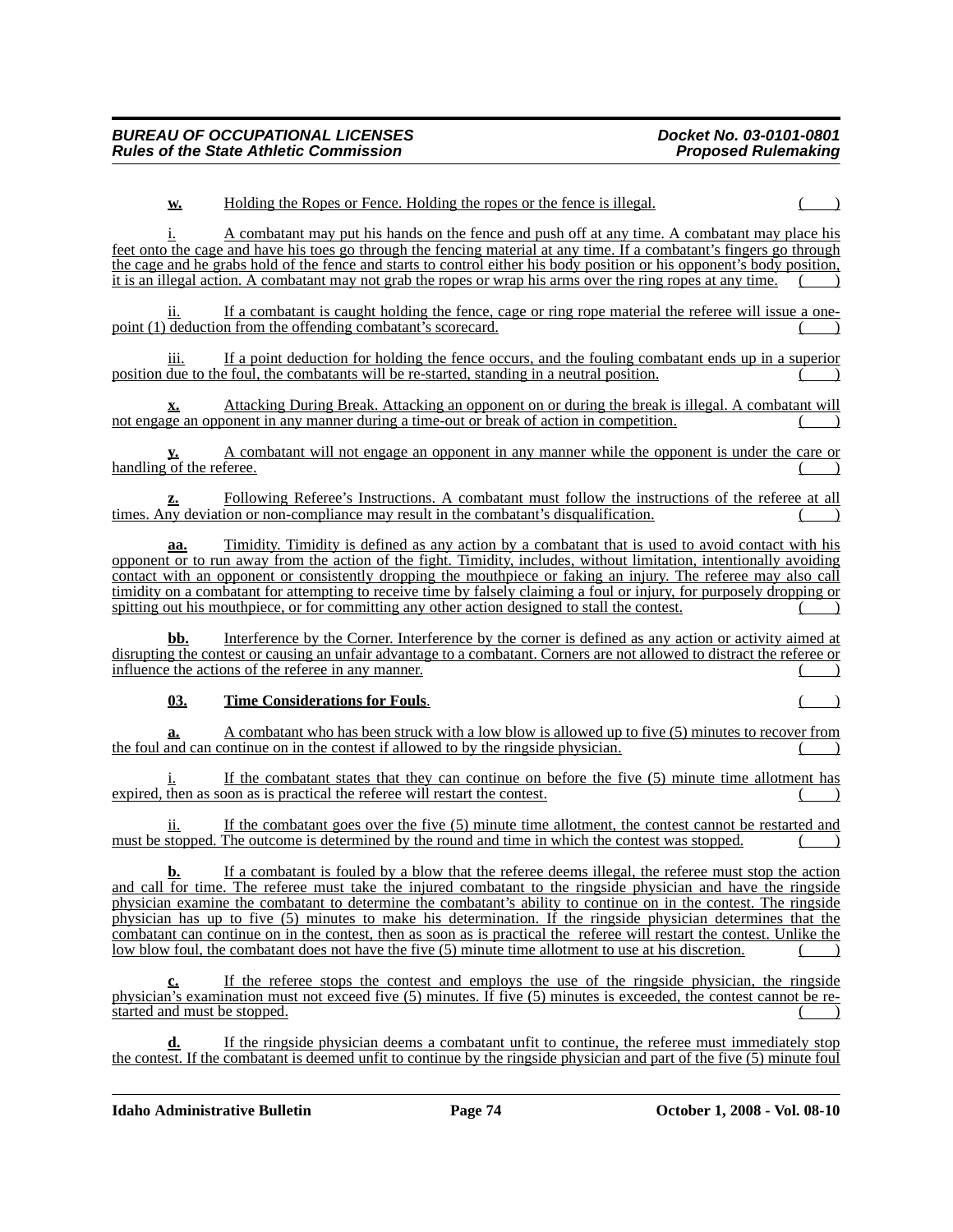**w.** Holding the Ropes or Fence. Holding the ropes or the fence is illegal. ( )

i. A combatant may put his hands on the fence and push off at any time. A combatant may place his feet onto the cage and have his toes go through the fencing material at any time. If a combatant's fingers go through the cage and he grabs hold of the fence and starts to control either his body position or his opponent's body position, it is an illegal action. A combatant may not grab the ropes or wrap his arms over the ring ropes at any time. ( )

ii. If a combatant is caught holding the fence, cage or ring rope material the referee will issue a one-point (1) deduction from the offending combatant's scorecard. ( )

iii. If a point deduction for holding the fence occurs, and the fouling combatant ends up in a superior position due to the foul, the combatants will be re-started, standing in a neutral position. ( )

**x.** Attacking During Break. Attacking an opponent on or during the break is illegal. A combatant will not engage an opponent in any manner during a time-out or break of action in competition. ( )

**y.** A combatant will not engage an opponent in any manner while the opponent is under the care or handling of the referee. ( )

**z.** Following Referee's Instructions. A combatant must follow the instructions of the referee at all times. Any deviation or non-compliance may result in the combatant's disqualification. ( )

**aa.** Timidity. Timidity is defined as any action by a combatant that is used to avoid contact with his opponent or to run away from the action of the fight. Timidity, includes, without limitation, intentionally avoiding contact with an opponent or consistently dropping the mouthpiece or faking an injury. The referee may also call timidity on a combatant for attempting to receive time by falsely claiming a foul or injury, for purposely dropping or spitting out his mouthpiece, or for committing any other action designed to stall the contest. ( )

**bb.** Interference by the Corner. Interference by the corner is defined as any action or activity aimed at disrupting the contest or causing an unfair advantage to a combatant. Corners are not allowed to distract the referee or influence the actions of the referee in any manner. ( )

**03. Time Considerations for Fouls**. ( )

**a.** A combatant who has been struck with a low blow is allowed up to five (5) minutes to recover from the foul and can continue on in the contest if allowed to by the ringside physician. ( )

i. If the combatant states that they can continue on before the five (5) minute time allotment has expired, then as soon as is practical the referee will restart the contest. ( )

ii. If the combatant goes over the five (5) minute time allotment, the contest cannot be restarted and must be stopped. The outcome is determined by the round and time in which the contest was stopped. ( )

**b.** If a combatant is fouled by a blow that the referee deems illegal, the referee must stop the action and call for time. The referee must take the injured combatant to the ringside physician and have the ringside physician examine the combatant to determine the combatant's ability to continue on in the contest. The ringside physician has up to five (5) minutes to make his determination. If the ringside physician determines that the combatant can continue on in the contest, then as soon as is practical the referee will restart the contest. Unlike the low blow foul, the combatant does not have the five (5) minute time allotment to use at his discretion. ( )

**c.** If the referee stops the contest and employs the use of the ringside physician, the ringside physician's examination must not exceed five (5) minutes. If five (5) minutes is exceeded, the contest cannot be re-started and must be stopped. ( )

**d.** If the ringside physician deems a combatant unfit to continue, the referee must immediately stop the contest. If the combatant is deemed unfit to continue by the ringside physician and part of the five (5) minute foul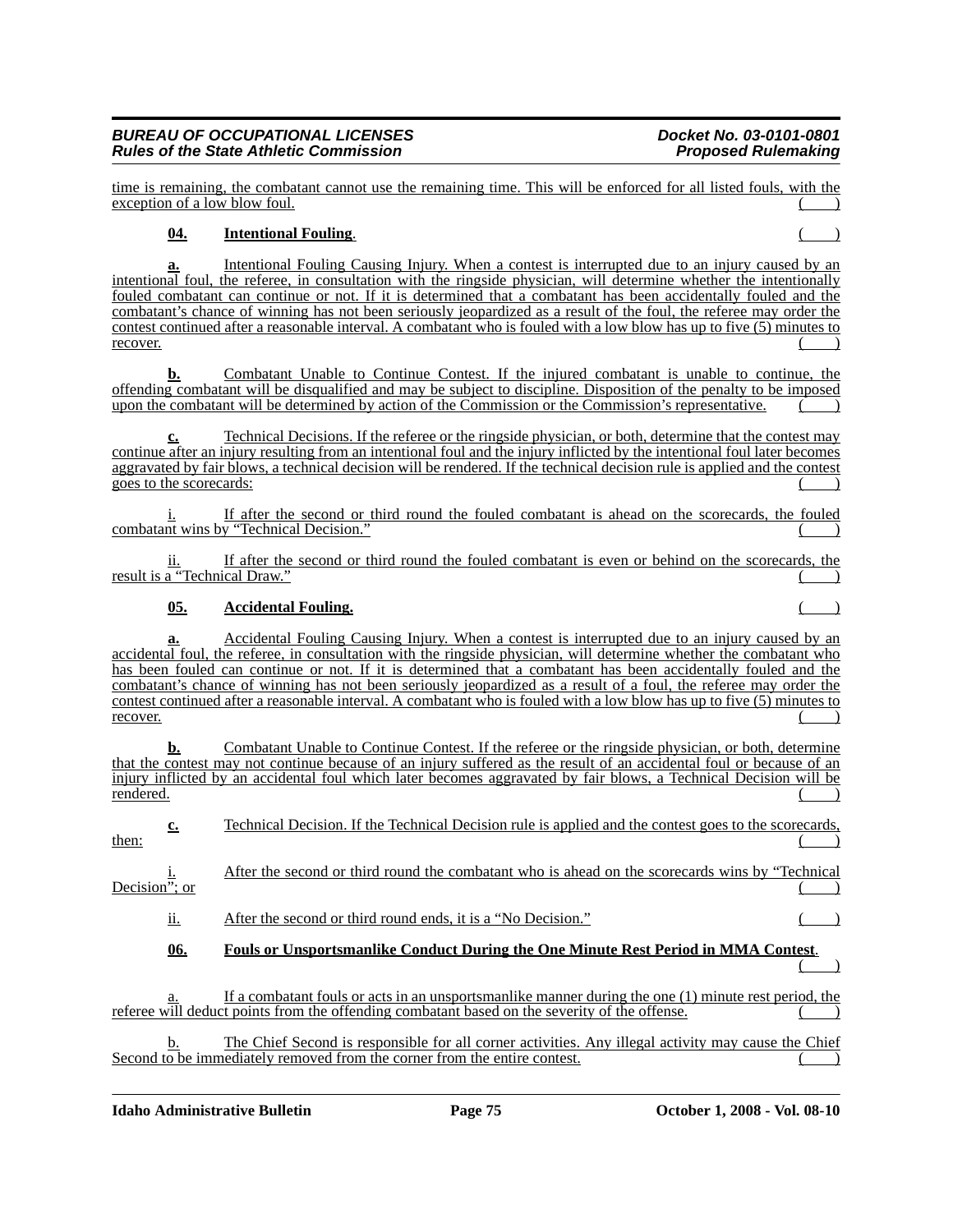time is remaining, the combatant cannot use the remaining time. This will be enforced for all listed fouls, with the exception of a low blow foul. ( )

**04. Intentional Fouling**. ( )

**a.** Intentional Fouling Causing Injury. When a contest is interrupted due to an injury caused by an intentional foul, the referee, in consultation with the ringside physician, will determine whether the intentionally fouled combatant can continue or not. If it is determined that a combatant has been accidentally fouled and the combatant's chance of winning has not been seriously jeopardized as a result of the foul, the referee may order the contest continued after a reasonable interval. A combatant who is fouled with a low blow has up to five (5) minutes to recover. ( )

**b.** Combatant Unable to Continue Contest. If the injured combatant is unable to continue, the offending combatant will be disqualified and may be subject to discipline. Disposition of the penalty to be imposed upon the combatant will be determined by action of the Commission or the Commission's representative. ( )

**c.** Technical Decisions. If the referee or the ringside physician, or both, determine that the contest may continue after an injury resulting from an intentional foul and the injury inflicted by the intentional foul later becomes aggravated by fair blows, a technical decision will be rendered. If the technical decision rule is applied and the contest goes to the scorecards: ( )

i. If after the second or third round the fouled combatant is ahead on the scorecards, the fouled combatant wins by "Technical Decision." ( )

ii. If after the second or third round the fouled combatant is even or behind on the scorecards, the result is a "Technical Draw." ( )

**05. Accidental Fouling.** ( )

**a.** Accidental Fouling Causing Injury. When a contest is interrupted due to an injury caused by an accidental foul, the referee, in consultation with the ringside physician, will determine whether the combatant who has been fouled can continue or not. If it is determined that a combatant has been accidentally fouled and the combatant's chance of winning has not been seriously jeopardized as a result of a foul, the referee may order the contest continued after a reasonable interval. A combatant who is fouled with a low blow has up to five (5) minutes to recover. ( )

**b.** Combatant Unable to Continue Contest. If the referee or the ringside physician, or both, determine that the contest may not continue because of an injury suffered as the result of an accidental foul or because of an injury inflicted by an accidental foul which later becomes aggravated by fair blows, a Technical Decision will be rendered. ( )

**c.** Technical Decision. If the Technical Decision rule is applied and the contest goes to the scorecards, then: ( )

i. After the second or third round the combatant who is ahead on the scorecards wins by "Technical Decision"; or ( )

ii. After the second or third round ends, it is a "No Decision." ( )

**06. Fouls or Unsportsmanlike Conduct During the One Minute Rest Period in MMA Contest**. ( )

a. If a combatant fouls or acts in an unsportsmanlike manner during the one (1) minute rest period, the referee will deduct points from the offending combatant based on the severity of the offense. ( )

b. The Chief Second is responsible for all corner activities. Any illegal activity may cause the Chief Second to be immediately removed from the corner from the entire contest. ( )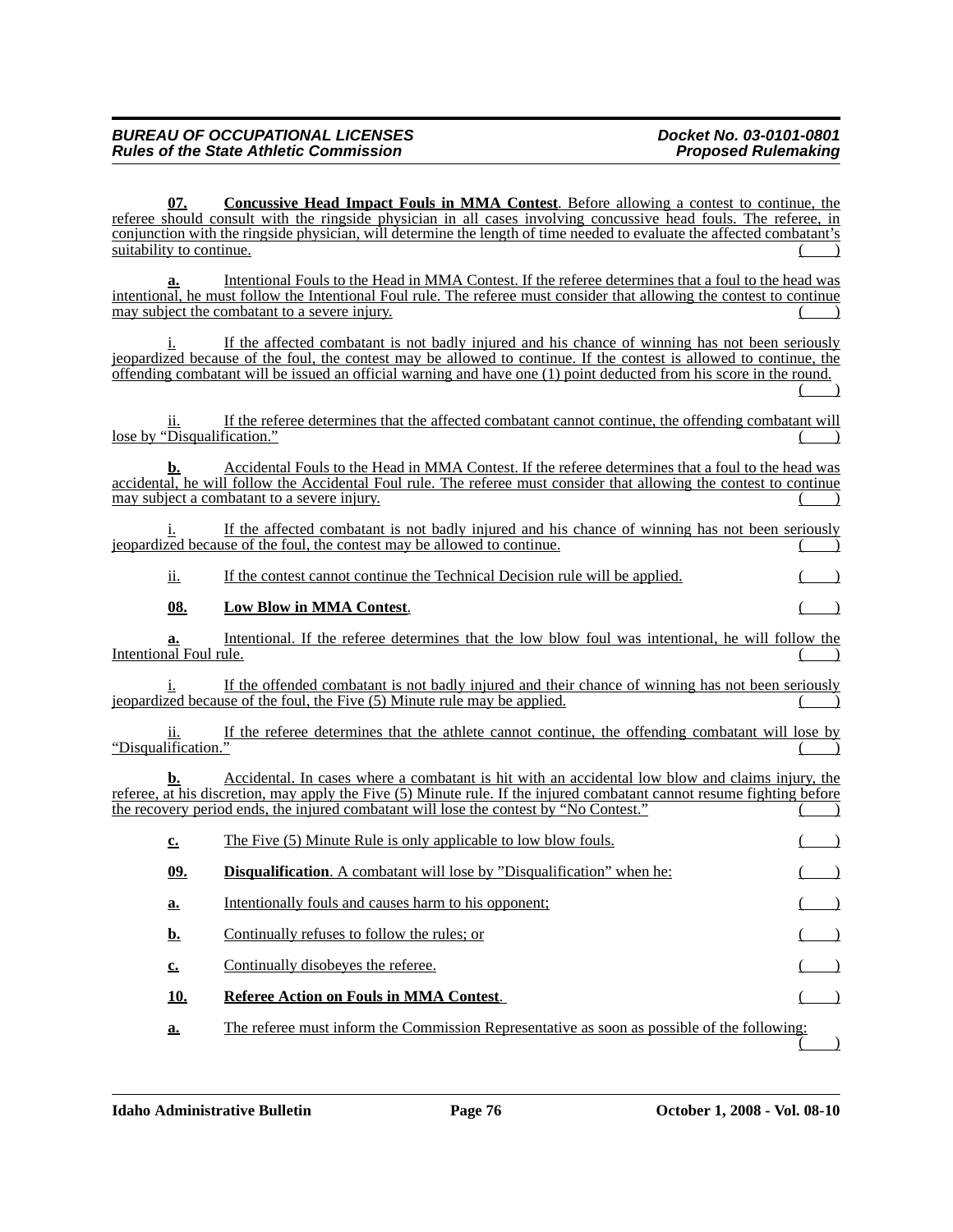**07. Concussive Head Impact Fouls in MMA Contest**. Before allowing a contest to continue, the referee should consult with the ringside physician in all cases involving concussive head fouls. The referee, in conjunction with the ringside physician, will determine the length of time needed to evaluate the affected combatant's suitability to continue. ( )

**a.** Intentional Fouls to the Head in MMA Contest. If the referee determines that a foul to the head was intentional, he must follow the Intentional Foul rule. The referee must consider that allowing the contest to continue may subject the combatant to a severe injury. ( )

i. If the affected combatant is not badly injured and his chance of winning has not been seriously jeopardized because of the foul, the contest may be allowed to continue. If the contest is allowed to continue, the offending combatant will be issued an official warning and have one (1) point deducted from his score in the round. ( )

ii. If the referee determines that the affected combatant cannot continue, the offending combatant will lose by "Disqualification." ( )

**b.** Accidental Fouls to the Head in MMA Contest. If the referee determines that a foul to the head was accidental, he will follow the Accidental Foul rule. The referee must consider that allowing the contest to continue may subject a combatant to a severe injury. ( )

i. If the affected combatant is not badly injured and his chance of winning has not been seriously jeopardized because of the foul, the contest may be allowed to continue. ( )

ii. If the contest cannot continue the Technical Decision rule will be applied. ( )

**08. Low Blow in MMA Contest**. ( )

**a.** Intentional. If the referee determines that the low blow foul was intentional, he will follow the Intentional Foul rule. ( )

i. If the offended combatant is not badly injured and their chance of winning has not been seriously jeopardized because of the foul, the Five (5) Minute rule may be applied. ( )

ii. If the referee determines that the athlete cannot continue, the offending combatant will lose by "Disqualification." ( )

**b.** Accidental. In cases where a combatant is hit with an accidental low blow and claims injury, the referee, at his discretion, may apply the Five (5) Minute rule. If the injured combatant cannot resume fighting before the recovery period ends, the injured combatant will lose the contest by "No Contest." ( )

**c.** The Five (5) Minute Rule is only applicable to low blow fouls. ( )

**09. Disqualification**. A combatant will lose by "Disqualification" when he: ( )

**a.** Intentionally fouls and causes harm to his opponent; ( )

**b.** Continually refuses to follow the rules; or ( )

**c.** Continually disobeyes the referee. ( )

**10. Referee Action on Fouls in MMA Contest**. ( )

**a.** The referee must inform the Commission Representative as soon as possible of the following: ( )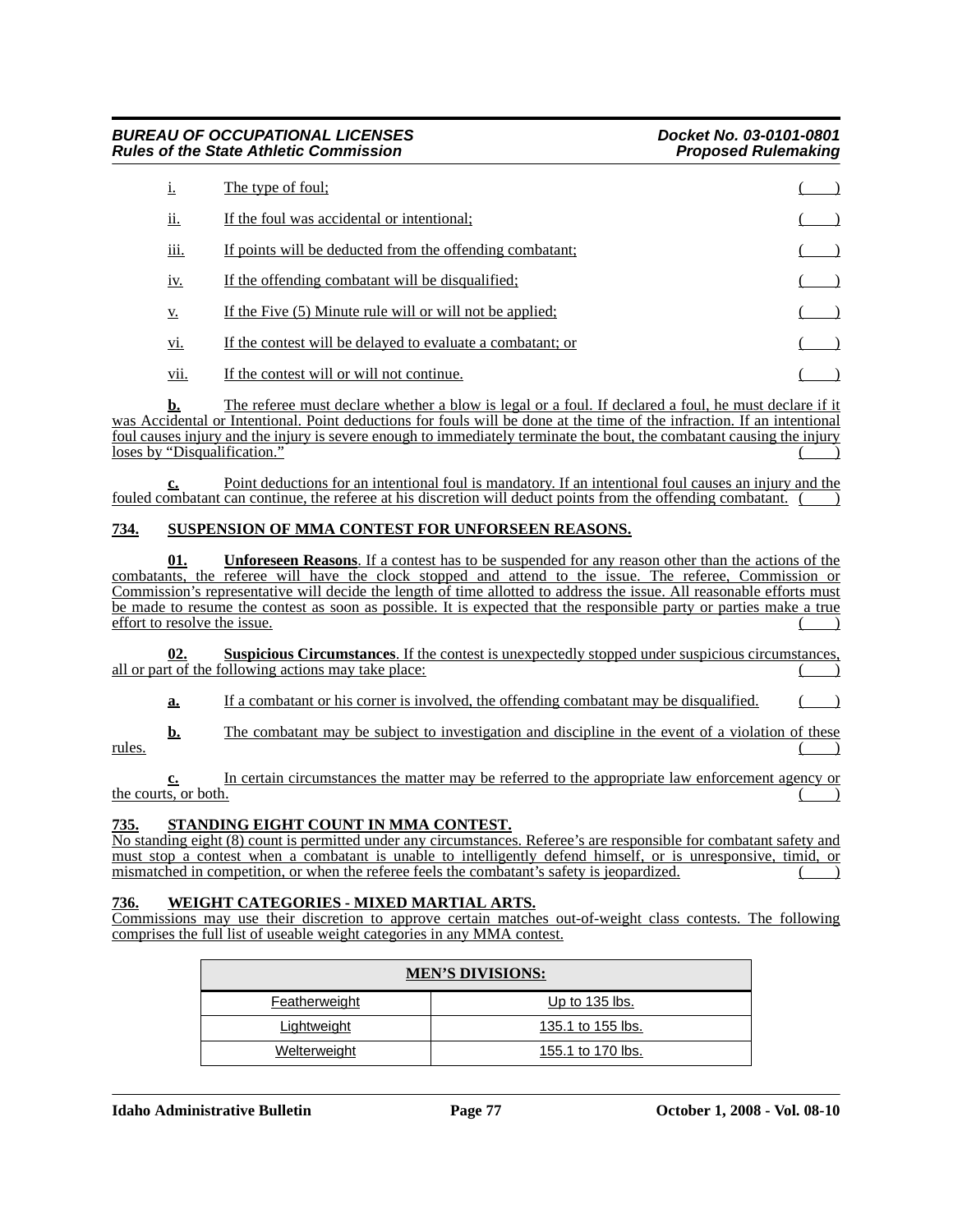i. The type of foul; ( )

ii. If the foul was accidental or intentional; ( )

iii. If points will be deducted from the offending combatant; ( )

iv. If the offending combatant will be disqualified; ( )

v. If the Five (5) Minute rule will or will not be applied; ( )

vi. If the contest will be delayed to evaluate a combatant; or ( )

vii. If the contest will or will not continue. ( )

**b.** The referee must declare whether a blow is legal or a foul. If declared a foul, he must declare if it was Accidental or Intentional. Point deductions for fouls will be done at the time of the infraction. If an intentional foul causes injury and the injury is severe enough to immediately terminate the bout, the combatant causing the injury loses by "Disqualification." ( )

**c.** Point deductions for an intentional foul is mandatory. If an intentional foul causes an injury and the fouled combatant can continue, the referee at his discretion will deduct points from the offending combatant. ( )

## 734. SUSPENSION OF MMA CONTEST FOR UNFORSEEN REASONS.

**01. Unforeseen Reasons**. If a contest has to be suspended for any reason other than the actions of the combatants, the referee will have the clock stopped and attend to the issue. The referee, Commission or Commission's representative will decide the length of time allotted to address the issue. All reasonable efforts must be made to resume the contest as soon as possible. It is expected that the responsible party or parties make a true effort to resolve the issue. ( )

**02. Suspicious Circumstances**. If the contest is unexpectedly stopped under suspicious circumstances, all or part of the following actions may take place: ( )

**a.** If a combatant or his corner is involved, the offending combatant may be disqualified. ( )

**b.** The combatant may be subject to investigation and discipline in the event of a violation of these rules. ( )

**c.** In certain circumstances the matter may be referred to the appropriate law enforcement agency or the courts, or both. ( )

## 735. STANDING EIGHT COUNT IN MMA CONTEST.

No standing eight (8) count is permitted under any circumstances. Referee's are responsible for combatant safety and must stop a contest when a combatant is unable to intelligently defend himself, or is unresponsive, timid, or mismatched in competition, or when the referee feels the combatant's safety is jeopardized. ( )

## 736. WEIGHT CATEGORIES - MIXED MARTIAL ARTS.

Commissions may use their discretion to approve certain matches out-of-weight class contests. The following comprises the full list of useable weight categories in any MMA contest.

| MEN'S DIVISIONS: | |
|---|---|
| Featherweight | Up to 135 lbs. |
| Lightweight | 135.1 to 155 lbs. |
| Welterweight | 155.1 to 170 lbs. |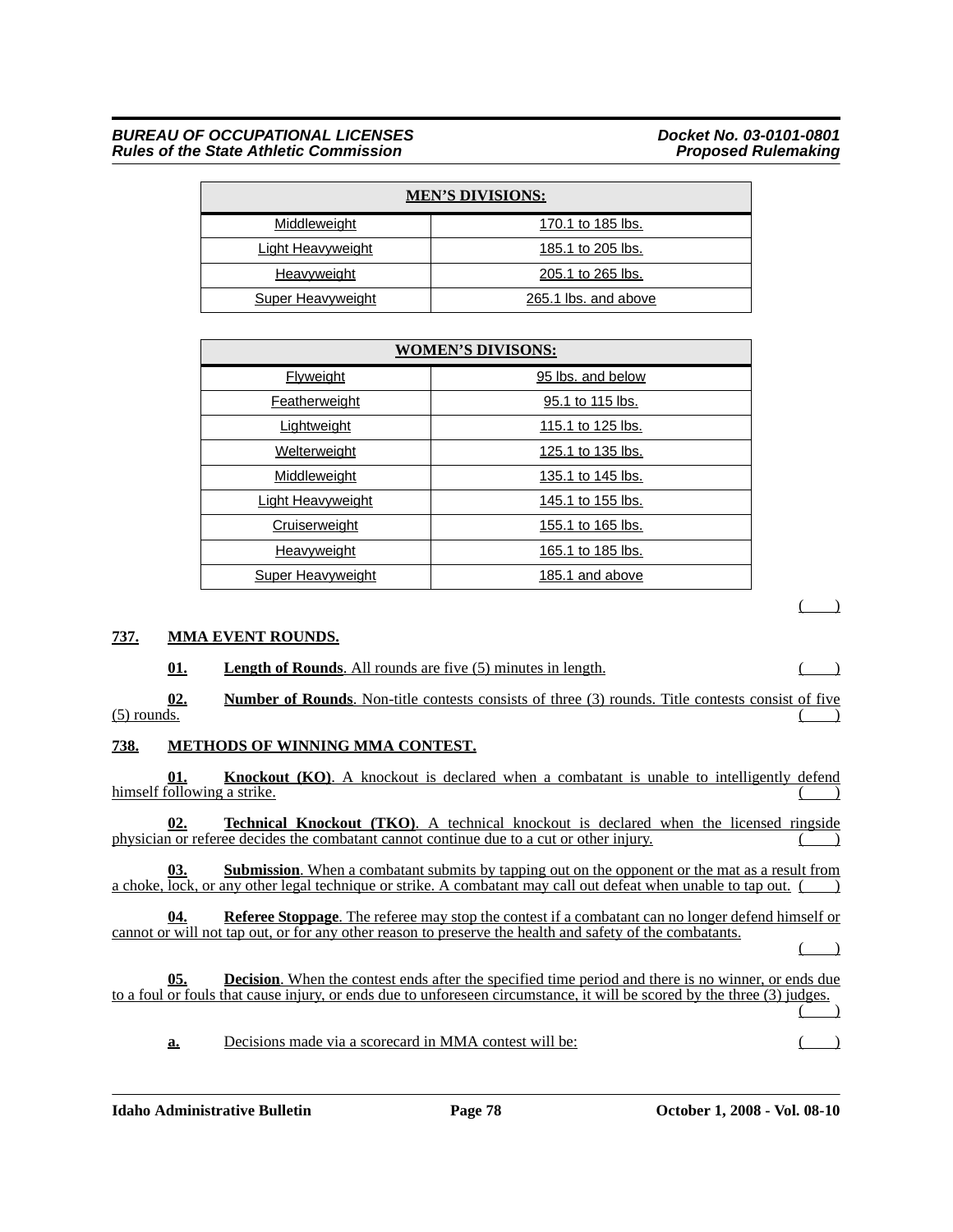| MEN'S DIVISIONS: | |
|---|---|
| Middleweight | 170.1 to 185 lbs. |
| Light Heavyweight | 185.1 to 205 lbs. |
| Heavyweight | 205.1 to 265 lbs. |
| Super Heavyweight | 265.1 lbs. and above |

| WOMEN'S DIVISONS: | |
|---|---|
| Flyweight | 95 lbs. and below |
| Featherweight | 95.1 to 115 lbs. |
| Lightweight | 115.1 to 125 lbs. |
| Welterweight | 125.1 to 135 lbs. |
| Middleweight | 135.1 to 145 lbs. |
| Light Heavyweight | 145.1 to 155 lbs. |
| Cruiserweight | 155.1 to 165 lbs. |
| Heavyweight | 165.1 to 185 lbs. |
| Super Heavyweight | 185.1 and above |

( )

## 737. MMA EVENT ROUNDS.

**01. Length of Rounds**. All rounds are five (5) minutes in length. ( )

**02. Number of Rounds**. Non-title contests consists of three (3) rounds. Title contests consist of five (5) rounds. ( )

## 738. METHODS OF WINNING MMA CONTEST.

**01. Knockout (KO)**. A knockout is declared when a combatant is unable to intelligently defend himself following a strike. ( )

**02. Technical Knockout (TKO)**. A technical knockout is declared when the licensed ringside physician or referee decides the combatant cannot continue due to a cut or other injury. ( )

**03. Submission**. When a combatant submits by tapping out on the opponent or the mat as a result from a choke, lock, or any other legal technique or strike. A combatant may call out defeat when unable to tap out. ( )

**04. Referee Stoppage**. The referee may stop the contest if a combatant can no longer defend himself or cannot or will not tap out, or for any other reason to preserve the health and safety of the combatants. ( )

**05. Decision**. When the contest ends after the specified time period and there is no winner, or ends due to a foul or fouls that cause injury, or ends due to unforeseen circumstance, it will be scored by the three (3) judges. ( )

**a.** Decisions made via a scorecard in MMA contest will be: ( )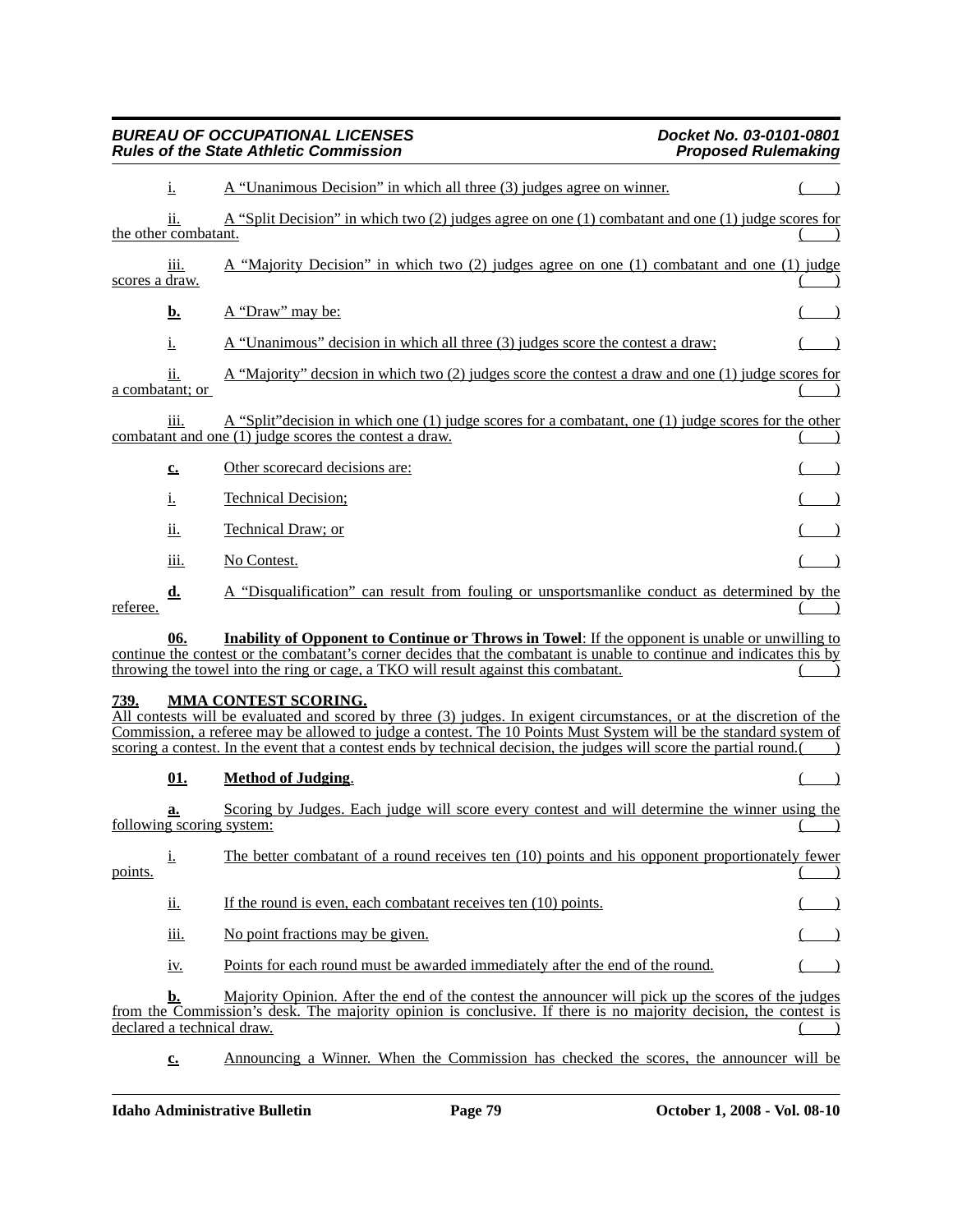i. A "Unanimous Decision" in which all three (3) judges agree on winner. ( )

ii. A "Split Decision" in which two (2) judges agree on one (1) combatant and one (1) judge scores for the other combatant. ( )

iii. A "Majority Decision" in which two (2) judges agree on one (1) combatant and one (1) judge scores a draw. ( )

**b.** A "Draw" may be: ( )

i. A "Unanimous" decision in which all three (3) judges score the contest a draw; ( )

ii. A "Majority" decsion in which two (2) judges score the contest a draw and one (1) judge scores for a combatant; or ( )

iii. A "Split"decision in which one (1) judge scores for a combatant, one (1) judge scores for the other combatant and one (1) judge scores the contest a draw. ( )

**c.** Other scorecard decisions are: ( )

i. Technical Decision; ( )

ii. Technical Draw; or ( )

iii. No Contest. ( )

**d.** A "Disqualification" can result from fouling or unsportsmanlike conduct as determined by the referee. ( )

**06. Inability of Opponent to Continue or Throws in Towel**: If the opponent is unable or unwilling to continue the contest or the combatant's corner decides that the combatant is unable to continue and indicates this by throwing the towel into the ring or cage, a TKO will result against this combatant. ( )

## 739. MMA CONTEST SCORING.

All contests will be evaluated and scored by three (3) judges. In exigent circumstances, or at the discretion of the Commission, a referee may be allowed to judge a contest. The 10 Points Must System will be the standard system of scoring a contest. In the event that a contest ends by technical decision, the judges will score the partial round.( )

**01. Method of Judging**. ( )

**a.** Scoring by Judges. Each judge will score every contest and will determine the winner using the following scoring system: ( )

i. The better combatant of a round receives ten (10) points and his opponent proportionately fewer points. ( )

ii. If the round is even, each combatant receives ten (10) points. ( )

iii. No point fractions may be given. ( )

iv. Points for each round must be awarded immediately after the end of the round. ( )

**b.** Majority Opinion. After the end of the contest the announcer will pick up the scores of the judges from the Commission's desk. The majority opinion is conclusive. If there is no majority decision, the contest is declared a technical draw. ( )

**c.** Announcing a Winner. When the Commission has checked the scores, the announcer will be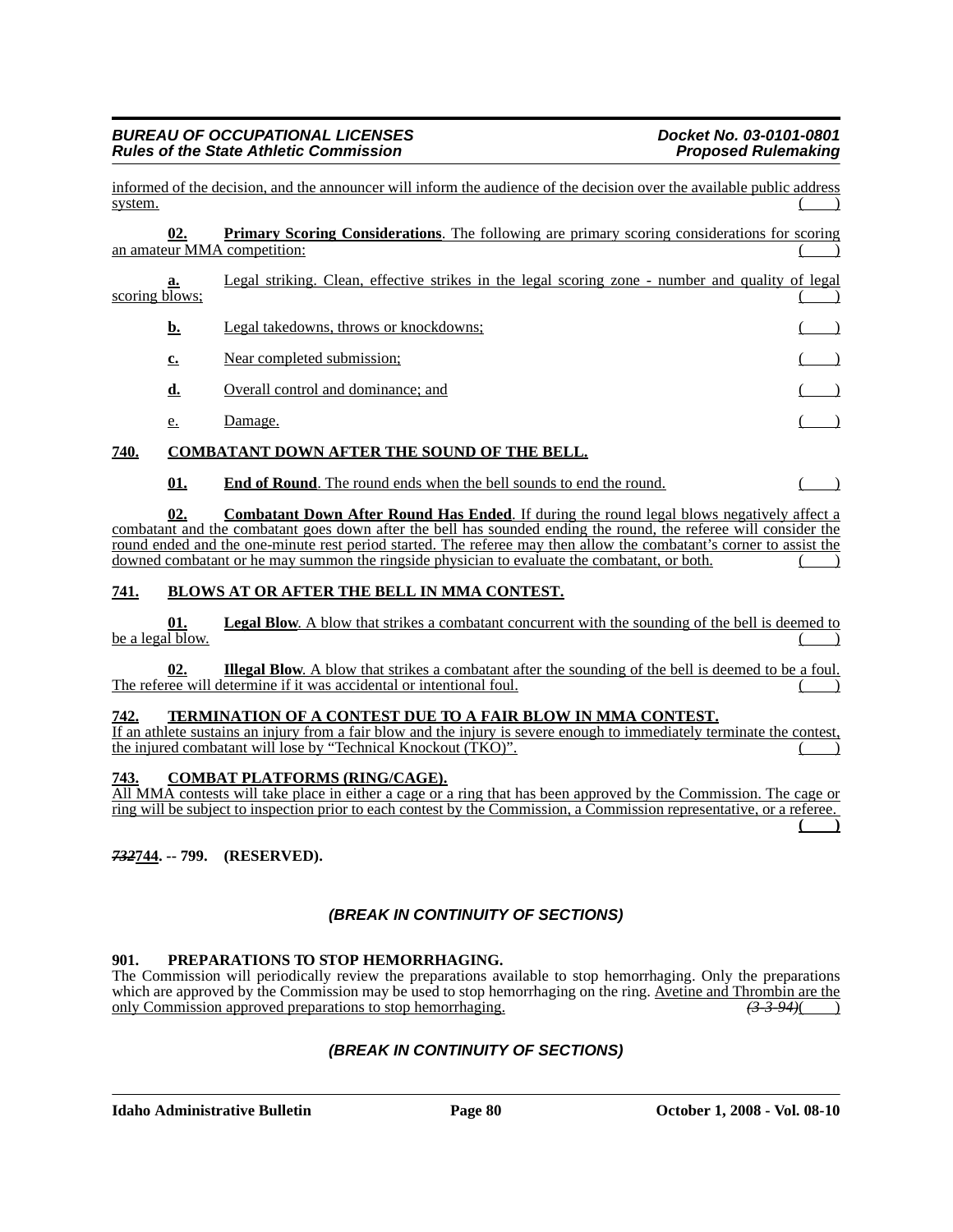informed of the decision, and the announcer will inform the audience of the decision over the available public address system. ( )

**02. Primary Scoring Considerations**. The following are primary scoring considerations for scoring an amateur MMA competition: ( )

**a.** Legal striking. Clean, effective strikes in the legal scoring zone - number and quality of legal scoring blows; ( )

**b.** Legal takedowns, throws or knockdowns; ( )

**c.** Near completed submission; ( )

**d.** Overall control and dominance; and ( )

e. Damage. ( )

**740. COMBATANT DOWN AFTER THE SOUND OF THE BELL.**

**01. End of Round**. The round ends when the bell sounds to end the round. ( )

**02. Combatant Down After Round Has Ended**. If during the round legal blows negatively affect a combatant and the combatant goes down after the bell has sounded ending the round, the referee will consider the round ended and the one-minute rest period started. The referee may then allow the combatant's corner to assist the downed combatant or he may summon the ringside physician to evaluate the combatant, or both. ( )

**741. BLOWS AT OR AFTER THE BELL IN MMA CONTEST.**

**01. Legal Blow**. A blow that strikes a combatant concurrent with the sounding of the bell is deemed to be a legal blow. ( )

**02. Illegal Blow**. A blow that strikes a combatant after the sounding of the bell is deemed to be a foul. The referee will determine if it was accidental or intentional foul. ( )

**742. TERMINATION OF A CONTEST DUE TO A FAIR BLOW IN MMA CONTEST.**
If an athlete sustains an injury from a fair blow and the injury is severe enough to immediately terminate the contest, the injured combatant will lose by "Technical Knockout (TKO)". ( )

**743. COMBAT PLATFORMS (RING/CAGE).**
All MMA contests will take place in either a cage or a ring that has been approved by the Commission. The cage or ring will be subject to inspection prior to each contest by the Commission, a Commission representative, or a referee. **( )**

***732*744. -- 799. (RESERVED).**

***(BREAK IN CONTINUITY OF SECTIONS)***

**901. PREPARATIONS TO STOP HEMORRHAGING.**
The Commission will periodically review the preparations available to stop hemorrhaging. Only the preparations which are approved by the Commission may be used to stop hemorrhaging on the ring. Avetine and Thrombin are the only Commission approved preparations to stop hemorrhaging. ~~*(3-3-94)*~~( )

***(BREAK IN CONTINUITY OF SECTIONS)***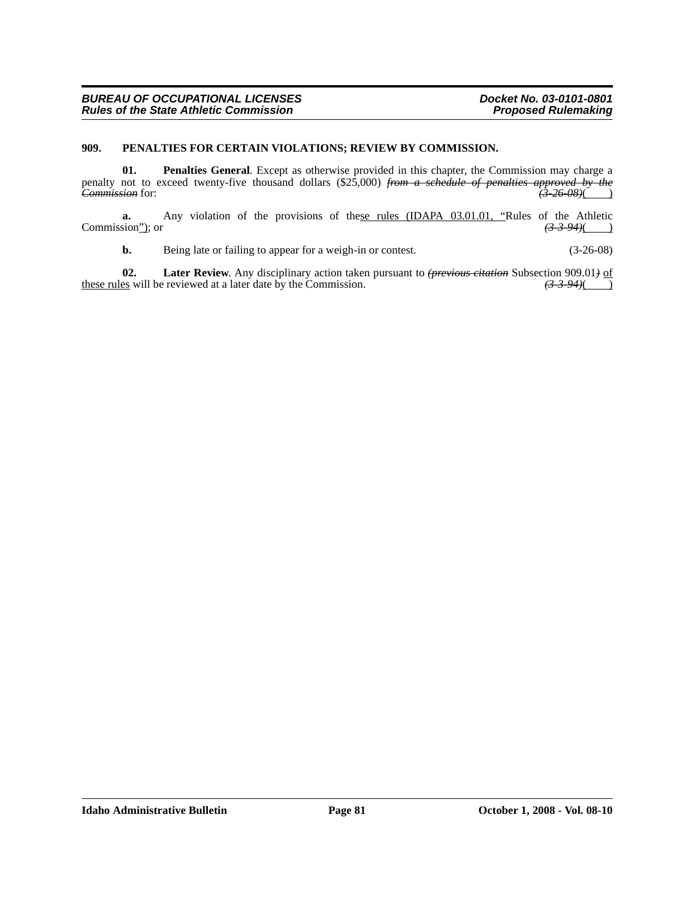### 909. PENALTIES FOR CERTAIN VIOLATIONS; REVIEW BY COMMISSION.

**01. Penalties General**. Except as otherwise provided in this chapter, the Commission may charge a penalty not to exceed twenty-five thousand dollars ($25,000) ~~*from a schedule of penalties approved by the Commission*~~ for: ~~*(3-26-08)*~~(    )

**a.** Any violation of the provisions of these rules (IDAPA 03.01.01, "Rules of the Athletic Commission"); or ~~*(3-3-94)*~~(    )

**b.** Being late or failing to appear for a weigh-in or contest. (3-26-08)

**02. Later Review**. Any disciplinary action taken pursuant to ~~*(previous citation*~~ Subsection 909.01~~*)*~~ of these rules will be reviewed at a later date by the Commission. ~~*(3-3-94)*~~(    )